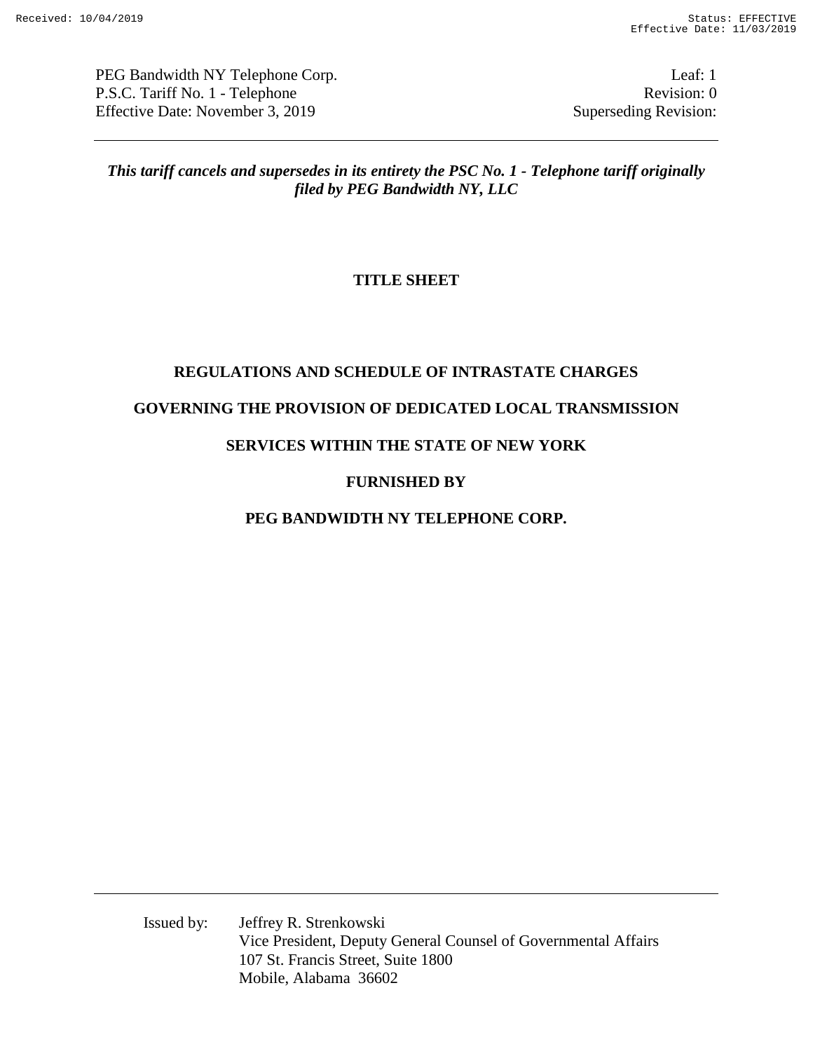PEG Bandwidth NY Telephone Corp. Leaf: 1
P.S.C. Tariff No. 1 - Telephone Revision: 0
Effective Date: November 3, 2019 Superseding Revision:

***This tariff cancels and supersedes in its entirety the PSC No. 1 - Telephone tariff originally filed by PEG Bandwidth NY, LLC***

# TITLE SHEET

## REGULATIONS AND SCHEDULE OF INTRASTATE CHARGES

## GOVERNING THE PROVISION OF DEDICATED LOCAL TRANSMISSION

## SERVICES WITHIN THE STATE OF NEW YORK

## FURNISHED BY

## PEG BANDWIDTH NY TELEPHONE CORP.

Issued by: Jeffrey R. Strenkowski
Vice President, Deputy General Counsel of Governmental Affairs
107 St. Francis Street, Suite 1800
Mobile, Alabama 36602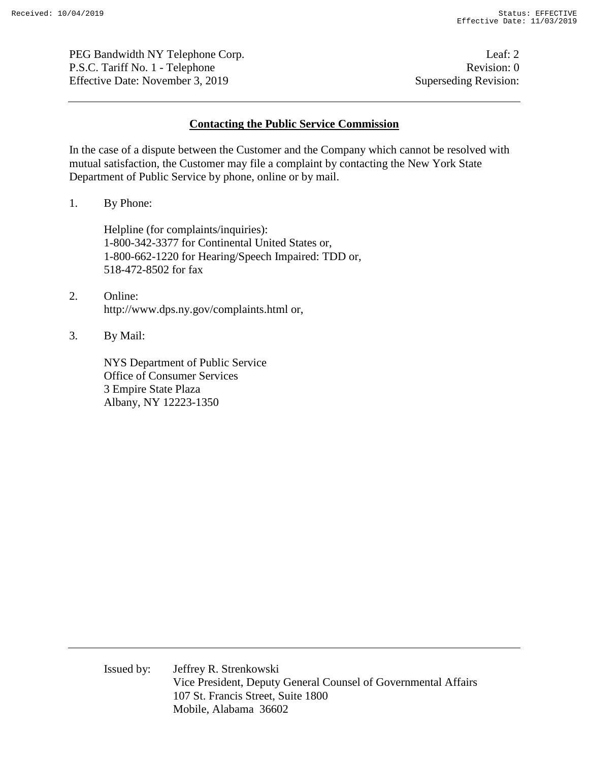## Contacting the Public Service Commission

In the case of a dispute between the Customer and the Company which cannot be resolved with mutual satisfaction, the Customer may file a complaint by contacting the New York State Department of Public Service by phone, online or by mail.

1. By Phone:

   Helpline (for complaints/inquiries):
   1-800-342-3377 for Continental United States or,
   1-800-662-1220 for Hearing/Speech Impaired: TDD or,
   518-472-8502 for fax

2. Online:
   http://www.dps.ny.gov/complaints.html or,

3. By Mail:

   NYS Department of Public Service
   Office of Consumer Services
   3 Empire State Plaza
   Albany, NY 12223-1350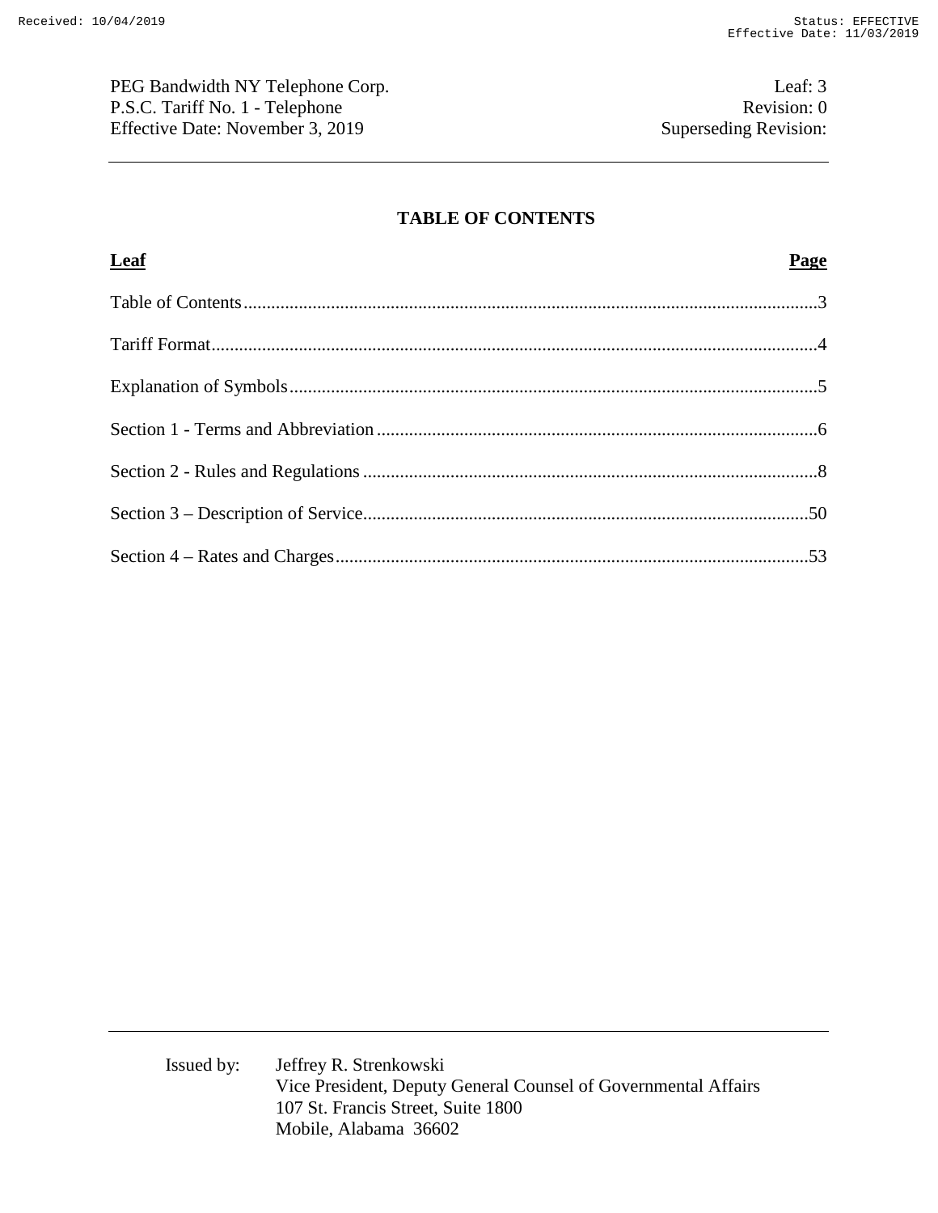PEG Bandwidth NY Telephone Corp.
P.S.C. Tariff No. 1 - Telephone
Effective Date: November 3, 2019

Leaf: 3
Revision: 0
Superseding Revision:

## TABLE OF CONTENTS

| **Leaf** | **Page** |
|---|---|
| Table of Contents | 3 |
| Tariff Format | 4 |
| Explanation of Symbols | 5 |
| Section 1 - Terms and Abbreviation | 6 |
| Section 2 - Rules and Regulations | 8 |
| Section 3 – Description of Service | 50 |
| Section 4 – Rates and Charges | 53 |

Issued by: Jeffrey R. Strenkowski
Vice President, Deputy General Counsel of Governmental Affairs
107 St. Francis Street, Suite 1800
Mobile, Alabama 36602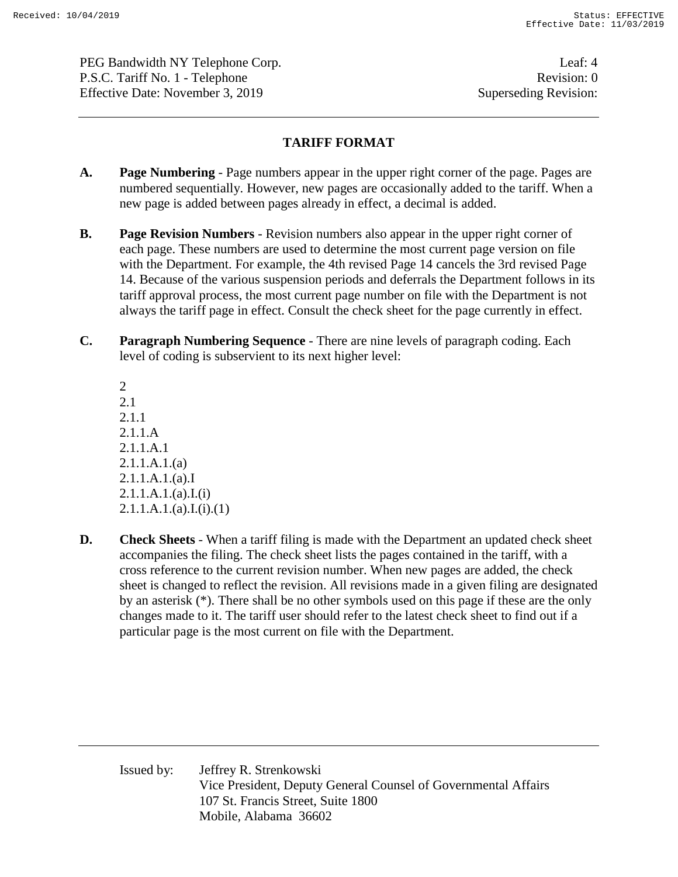## TARIFF FORMAT

**A.** **Page Numbering** - Page numbers appear in the upper right corner of the page. Pages are numbered sequentially. However, new pages are occasionally added to the tariff. When a new page is added between pages already in effect, a decimal is added.

**B.** **Page Revision Numbers** - Revision numbers also appear in the upper right corner of each page. These numbers are used to determine the most current page version on file with the Department. For example, the 4th revised Page 14 cancels the 3rd revised Page 14. Because of the various suspension periods and deferrals the Department follows in its tariff approval process, the most current page number on file with the Department is not always the tariff page in effect. Consult the check sheet for the page currently in effect.

**C.** **Paragraph Numbering Sequence** - There are nine levels of paragraph coding. Each level of coding is subservient to its next higher level:

2
2.1
2.1.1
2.1.1.A
2.1.1.A.1
2.1.1.A.1.(a)
2.1.1.A.1.(a).I
2.1.1.A.1.(a).I.(i)
2.1.1.A.1.(a).I.(i).(1)

**D.** **Check Sheets** - When a tariff filing is made with the Department an updated check sheet accompanies the filing. The check sheet lists the pages contained in the tariff, with a cross reference to the current revision number. When new pages are added, the check sheet is changed to reflect the revision. All revisions made in a given filing are designated by an asterisk (*). There shall be no other symbols used on this page if these are the only changes made to it. The tariff user should refer to the latest check sheet to find out if a particular page is the most current on file with the Department.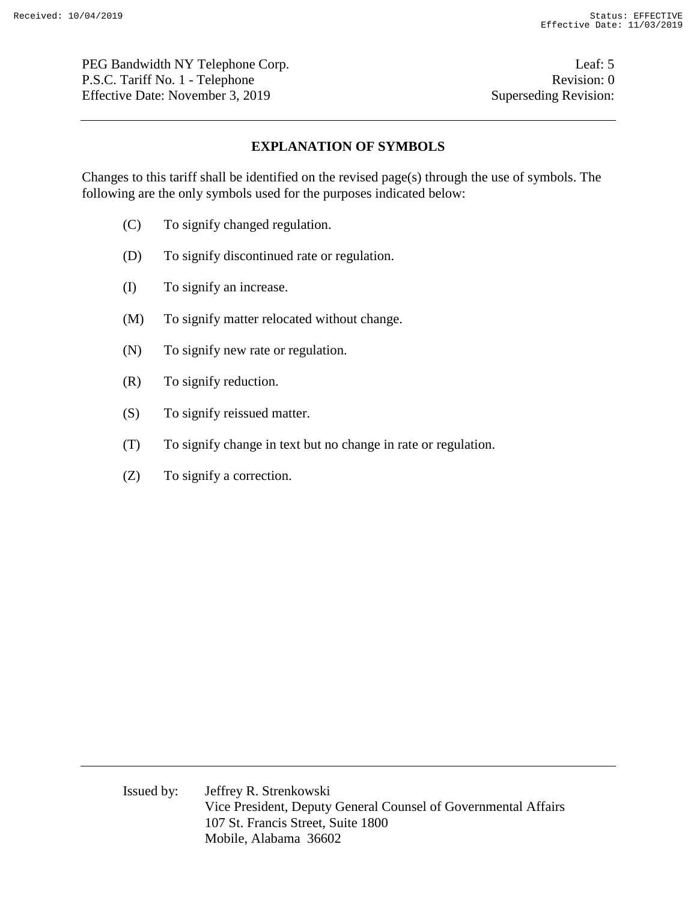## EXPLANATION OF SYMBOLS

Changes to this tariff shall be identified on the revised page(s) through the use of symbols. The following are the only symbols used for the purposes indicated below:

(C) To signify changed regulation.

(D) To signify discontinued rate or regulation.

(I) To signify an increase.

(M) To signify matter relocated without change.

(N) To signify new rate or regulation.

(R) To signify reduction.

(S) To signify reissued matter.

(T) To signify change in text but no change in rate or regulation.

(Z) To signify a correction.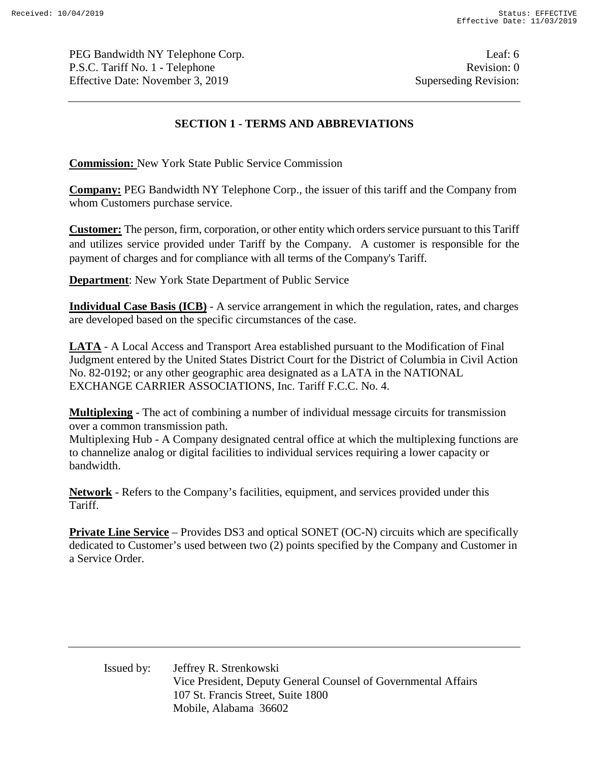## SECTION 1 - TERMS AND ABBREVIATIONS

**Commission:** New York State Public Service Commission

**Company:** PEG Bandwidth NY Telephone Corp., the issuer of this tariff and the Company from whom Customers purchase service.

**Customer:** The person, firm, corporation, or other entity which orders service pursuant to this Tariff and utilizes service provided under Tariff by the Company. A customer is responsible for the payment of charges and for compliance with all terms of the Company's Tariff.

**Department**: New York State Department of Public Service

**Individual Case Basis (ICB)** - A service arrangement in which the regulation, rates, and charges are developed based on the specific circumstances of the case.

**LATA** - A Local Access and Transport Area established pursuant to the Modification of Final Judgment entered by the United States District Court for the District of Columbia in Civil Action No. 82-0192; or any other geographic area designated as a LATA in the NATIONAL EXCHANGE CARRIER ASSOCIATIONS, Inc. Tariff F.C.C. No. 4.

**Multiplexing** - The act of combining a number of individual message circuits for transmission over a common transmission path.
Multiplexing Hub - A Company designated central office at which the multiplexing functions are to channelize analog or digital facilities to individual services requiring a lower capacity or bandwidth.

**Network** - Refers to the Company's facilities, equipment, and services provided under this Tariff.

**Private Line Service** – Provides DS3 and optical SONET (OC-N) circuits which are specifically dedicated to Customer's used between two (2) points specified by the Company and Customer in a Service Order.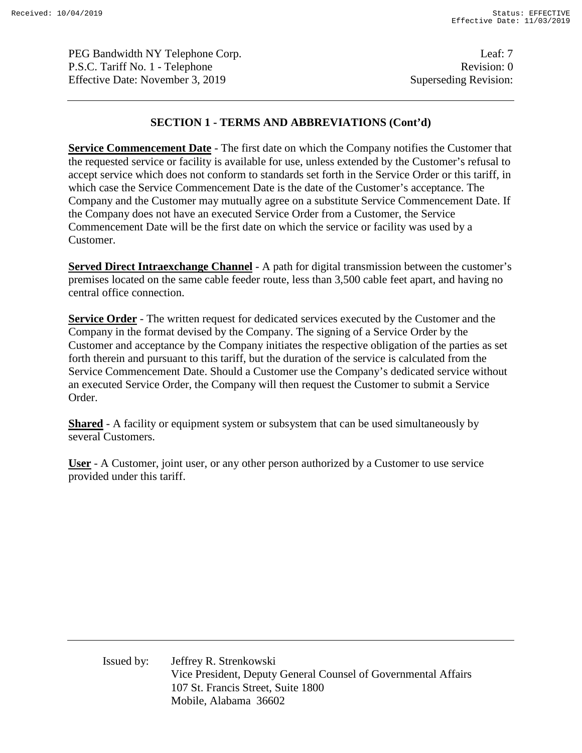## SECTION 1 - TERMS AND ABBREVIATIONS (Cont'd)

**Service Commencement Date** - The first date on which the Company notifies the Customer that the requested service or facility is available for use, unless extended by the Customer's refusal to accept service which does not conform to standards set forth in the Service Order or this tariff, in which case the Service Commencement Date is the date of the Customer's acceptance. The Company and the Customer may mutually agree on a substitute Service Commencement Date. If the Company does not have an executed Service Order from a Customer, the Service Commencement Date will be the first date on which the service or facility was used by a Customer.

**Served Direct Intraexchange Channel** - A path for digital transmission between the customer's premises located on the same cable feeder route, less than 3,500 cable feet apart, and having no central office connection.

**Service Order** - The written request for dedicated services executed by the Customer and the Company in the format devised by the Company. The signing of a Service Order by the Customer and acceptance by the Company initiates the respective obligation of the parties as set forth therein and pursuant to this tariff, but the duration of the service is calculated from the Service Commencement Date. Should a Customer use the Company's dedicated service without an executed Service Order, the Company will then request the Customer to submit a Service Order.

**Shared** - A facility or equipment system or subsystem that can be used simultaneously by several Customers.

**User** - A Customer, joint user, or any other person authorized by a Customer to use service provided under this tariff.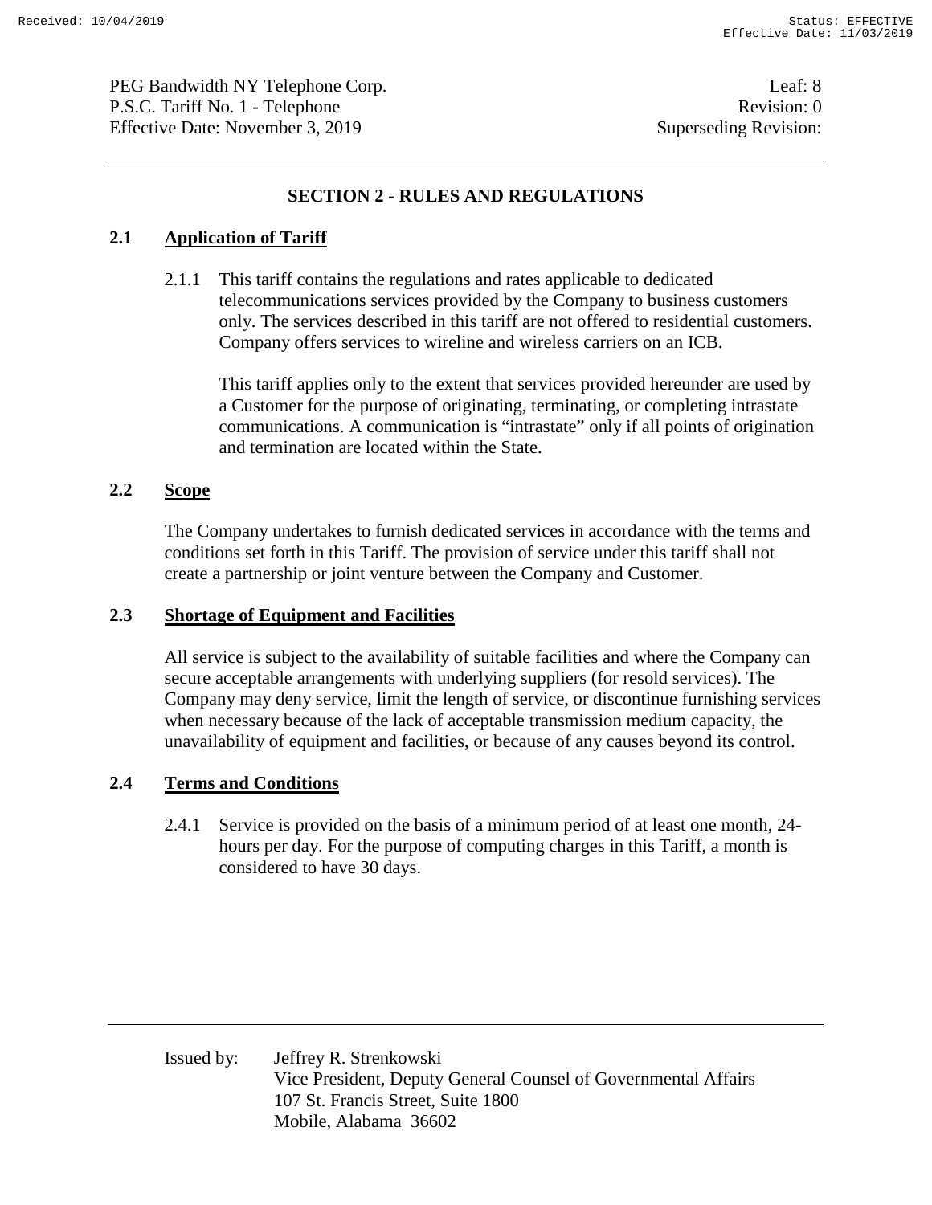## SECTION 2 - RULES AND REGULATIONS

### 2.1 Application of Tariff

2.1.1 This tariff contains the regulations and rates applicable to dedicated telecommunications services provided by the Company to business customers only. The services described in this tariff are not offered to residential customers. Company offers services to wireline and wireless carriers on an ICB.

This tariff applies only to the extent that services provided hereunder are used by a Customer for the purpose of originating, terminating, or completing intrastate communications. A communication is "intrastate" only if all points of origination and termination are located within the State.

### 2.2 Scope

The Company undertakes to furnish dedicated services in accordance with the terms and conditions set forth in this Tariff. The provision of service under this tariff shall not create a partnership or joint venture between the Company and Customer.

### 2.3 Shortage of Equipment and Facilities

All service is subject to the availability of suitable facilities and where the Company can secure acceptable arrangements with underlying suppliers (for resold services). The Company may deny service, limit the length of service, or discontinue furnishing services when necessary because of the lack of acceptable transmission medium capacity, the unavailability of equipment and facilities, or because of any causes beyond its control.

### 2.4 Terms and Conditions

2.4.1 Service is provided on the basis of a minimum period of at least one month, 24-hours per day. For the purpose of computing charges in this Tariff, a month is considered to have 30 days.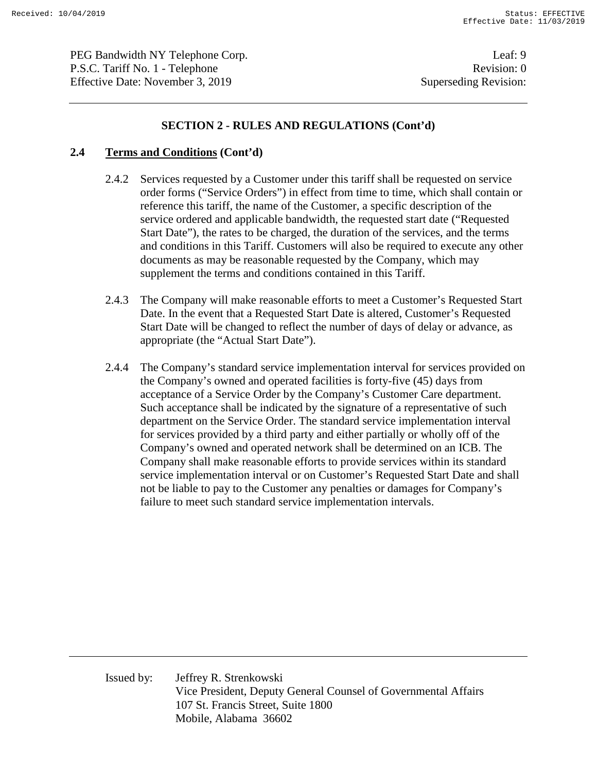## SECTION 2 - RULES AND REGULATIONS (Cont'd)

### 2.4 **Terms and Conditions** (Cont'd)

2.4.2 Services requested by a Customer under this tariff shall be requested on service order forms ("Service Orders") in effect from time to time, which shall contain or reference this tariff, the name of the Customer, a specific description of the service ordered and applicable bandwidth, the requested start date ("Requested Start Date"), the rates to be charged, the duration of the services, and the terms and conditions in this Tariff. Customers will also be required to execute any other documents as may be reasonable requested by the Company, which may supplement the terms and conditions contained in this Tariff.

2.4.3 The Company will make reasonable efforts to meet a Customer's Requested Start Date. In the event that a Requested Start Date is altered, Customer's Requested Start Date will be changed to reflect the number of days of delay or advance, as appropriate (the "Actual Start Date").

2.4.4 The Company's standard service implementation interval for services provided on the Company's owned and operated facilities is forty-five (45) days from acceptance of a Service Order by the Company's Customer Care department. Such acceptance shall be indicated by the signature of a representative of such department on the Service Order. The standard service implementation interval for services provided by a third party and either partially or wholly off of the Company's owned and operated network shall be determined on an ICB. The Company shall make reasonable efforts to provide services within its standard service implementation interval or on Customer's Requested Start Date and shall not be liable to pay to the Customer any penalties or damages for Company's failure to meet such standard service implementation intervals.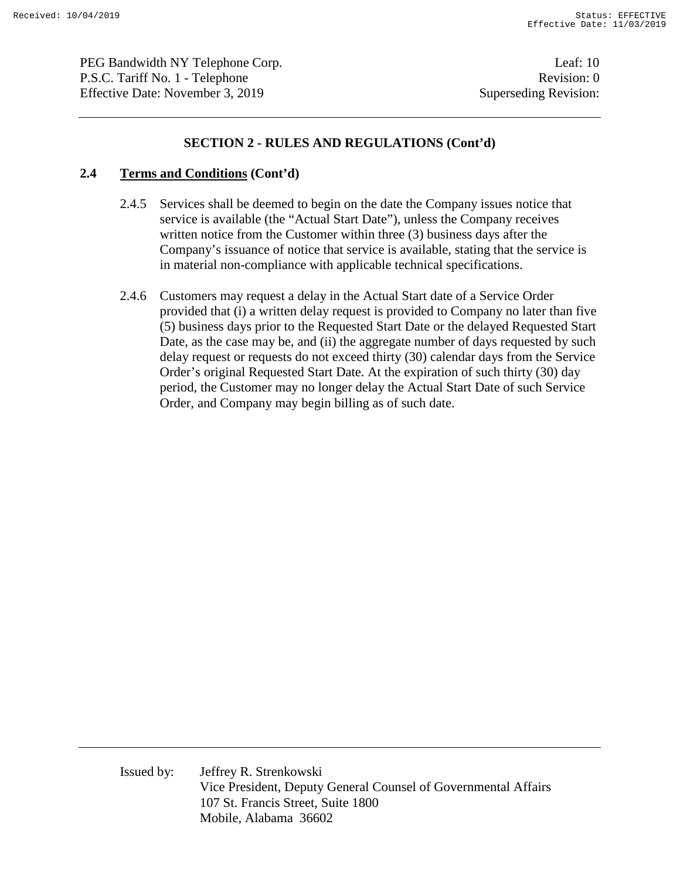## SECTION 2 - RULES AND REGULATIONS (Cont'd)

### 2.4 **Terms and Conditions** (Cont'd)

2.4.5 Services shall be deemed to begin on the date the Company issues notice that service is available (the "Actual Start Date"), unless the Company receives written notice from the Customer within three (3) business days after the Company's issuance of notice that service is available, stating that the service is in material non-compliance with applicable technical specifications.

2.4.6 Customers may request a delay in the Actual Start date of a Service Order provided that (i) a written delay request is provided to Company no later than five (5) business days prior to the Requested Start Date or the delayed Requested Start Date, as the case may be, and (ii) the aggregate number of days requested by such delay request or requests do not exceed thirty (30) calendar days from the Service Order's original Requested Start Date. At the expiration of such thirty (30) day period, the Customer may no longer delay the Actual Start Date of such Service Order, and Company may begin billing as of such date.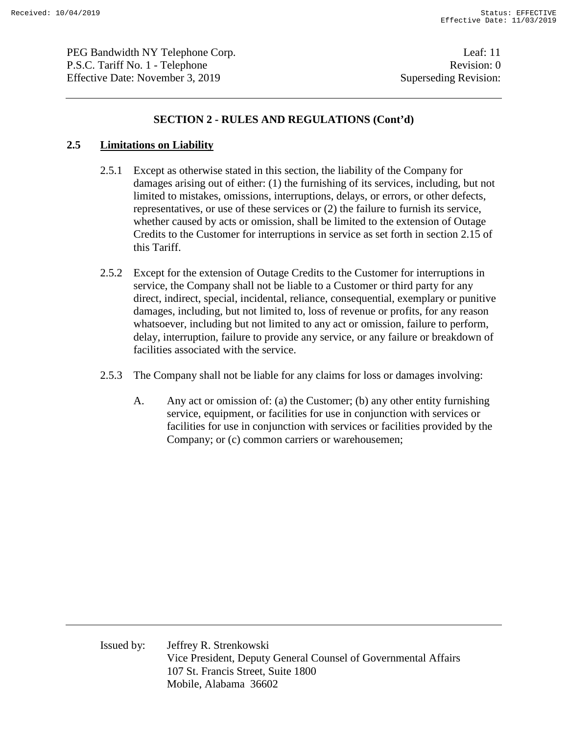## SECTION 2 - RULES AND REGULATIONS (Cont'd)

### 2.5 Limitations on Liability

2.5.1 Except as otherwise stated in this section, the liability of the Company for damages arising out of either: (1) the furnishing of its services, including, but not limited to mistakes, omissions, interruptions, delays, or errors, or other defects, representatives, or use of these services or (2) the failure to furnish its service, whether caused by acts or omission, shall be limited to the extension of Outage Credits to the Customer for interruptions in service as set forth in section 2.15 of this Tariff.

2.5.2 Except for the extension of Outage Credits to the Customer for interruptions in service, the Company shall not be liable to a Customer or third party for any direct, indirect, special, incidental, reliance, consequential, exemplary or punitive damages, including, but not limited to, loss of revenue or profits, for any reason whatsoever, including but not limited to any act or omission, failure to perform, delay, interruption, failure to provide any service, or any failure or breakdown of facilities associated with the service.

2.5.3 The Company shall not be liable for any claims for loss or damages involving:

A. Any act or omission of: (a) the Customer; (b) any other entity furnishing service, equipment, or facilities for use in conjunction with services or facilities for use in conjunction with services or facilities provided by the Company; or (c) common carriers or warehousemen;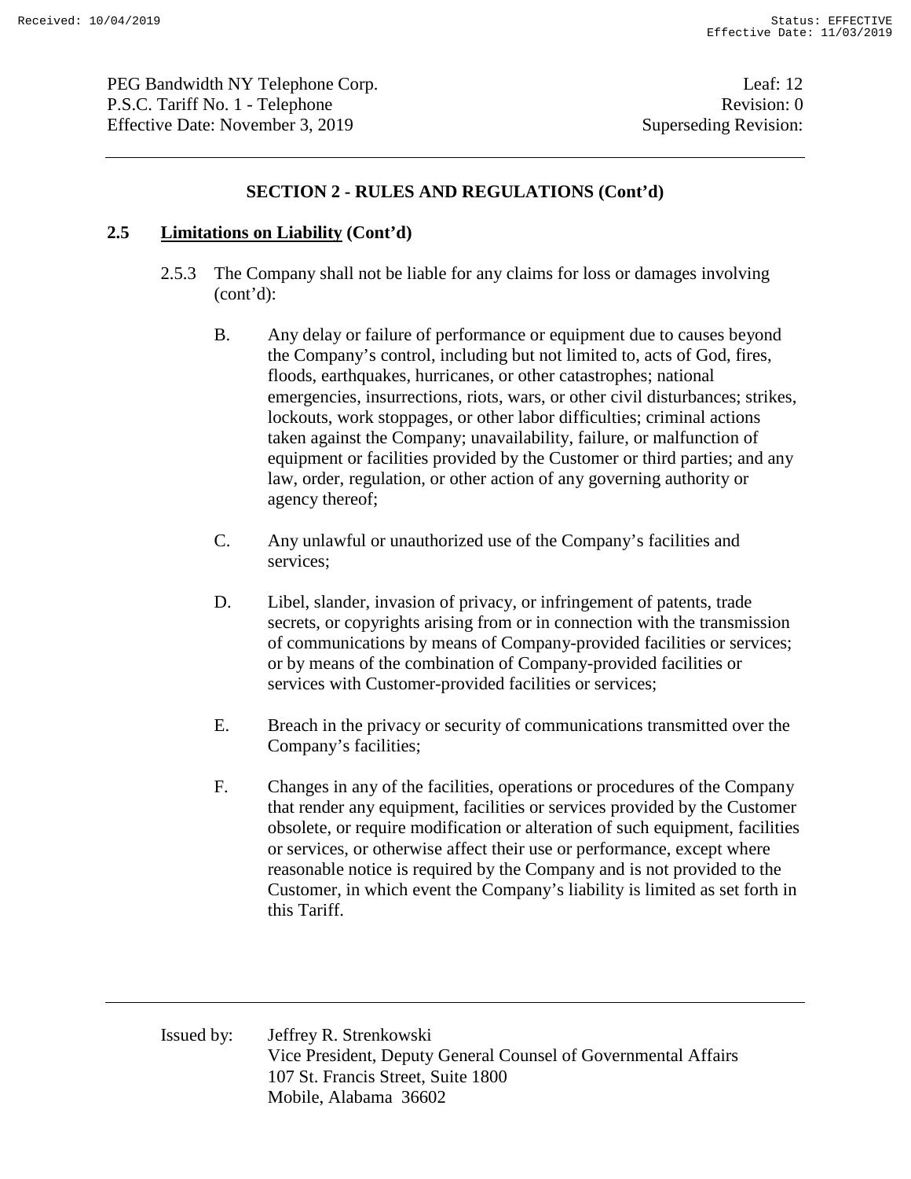## SECTION 2 - RULES AND REGULATIONS (Cont'd)

### 2.5 Limitations on Liability (Cont'd)

2.5.3 The Company shall not be liable for any claims for loss or damages involving (cont'd):

B. Any delay or failure of performance or equipment due to causes beyond the Company's control, including but not limited to, acts of God, fires, floods, earthquakes, hurricanes, or other catastrophes; national emergencies, insurrections, riots, wars, or other civil disturbances; strikes, lockouts, work stoppages, or other labor difficulties; criminal actions taken against the Company; unavailability, failure, or malfunction of equipment or facilities provided by the Customer or third parties; and any law, order, regulation, or other action of any governing authority or agency thereof;

C. Any unlawful or unauthorized use of the Company's facilities and services;

D. Libel, slander, invasion of privacy, or infringement of patents, trade secrets, or copyrights arising from or in connection with the transmission of communications by means of Company-provided facilities or services; or by means of the combination of Company-provided facilities or services with Customer-provided facilities or services;

E. Breach in the privacy or security of communications transmitted over the Company's facilities;

F. Changes in any of the facilities, operations or procedures of the Company that render any equipment, facilities or services provided by the Customer obsolete, or require modification or alteration of such equipment, facilities or services, or otherwise affect their use or performance, except where reasonable notice is required by the Company and is not provided to the Customer, in which event the Company's liability is limited as set forth in this Tariff.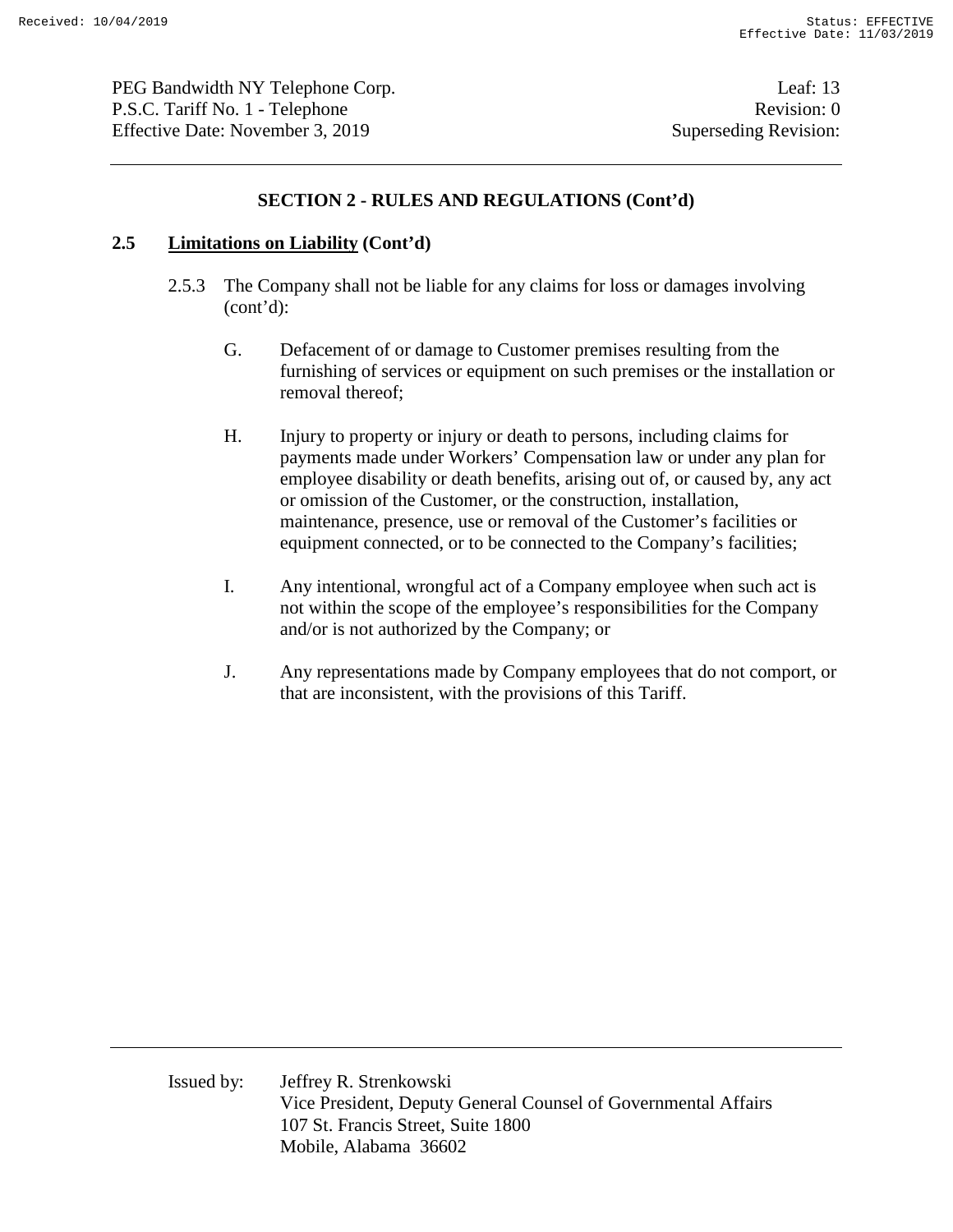## SECTION 2 - RULES AND REGULATIONS (Cont'd)

### 2.5 Limitations on Liability (Cont'd)

2.5.3 The Company shall not be liable for any claims for loss or damages involving (cont'd):

G. Defacement of or damage to Customer premises resulting from the furnishing of services or equipment on such premises or the installation or removal thereof;

H. Injury to property or injury or death to persons, including claims for payments made under Workers' Compensation law or under any plan for employee disability or death benefits, arising out of, or caused by, any act or omission of the Customer, or the construction, installation, maintenance, presence, use or removal of the Customer's facilities or equipment connected, or to be connected to the Company's facilities;

I. Any intentional, wrongful act of a Company employee when such act is not within the scope of the employee's responsibilities for the Company and/or is not authorized by the Company; or

J. Any representations made by Company employees that do not comport, or that are inconsistent, with the provisions of this Tariff.

Issued by: Jeffrey R. Strenkowski
Vice President, Deputy General Counsel of Governmental Affairs
107 St. Francis Street, Suite 1800
Mobile, Alabama 36602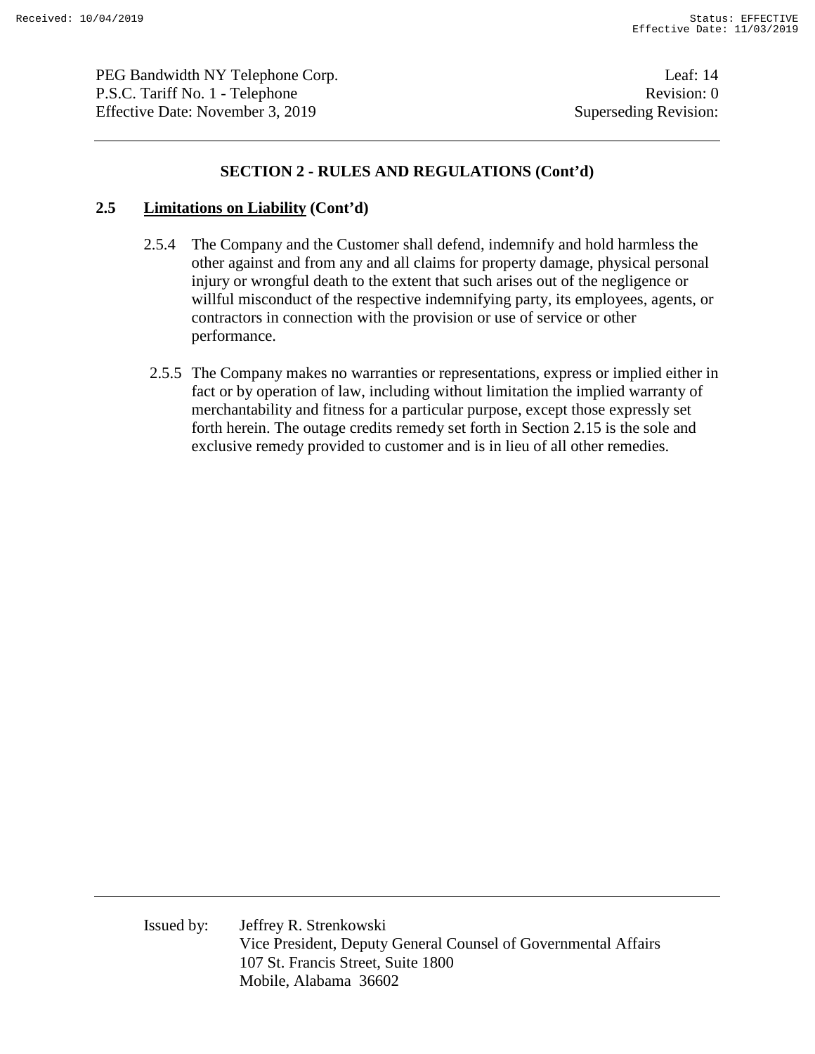## SECTION 2 - RULES AND REGULATIONS (Cont'd)

### 2.5 Limitations on Liability (Cont'd)

2.5.4 The Company and the Customer shall defend, indemnify and hold harmless the other against and from any and all claims for property damage, physical personal injury or wrongful death to the extent that such arises out of the negligence or willful misconduct of the respective indemnifying party, its employees, agents, or contractors in connection with the provision or use of service or other performance.

2.5.5 The Company makes no warranties or representations, express or implied either in fact or by operation of law, including without limitation the implied warranty of merchantability and fitness for a particular purpose, except those expressly set forth herein. The outage credits remedy set forth in Section 2.15 is the sole and exclusive remedy provided to customer and is in lieu of all other remedies.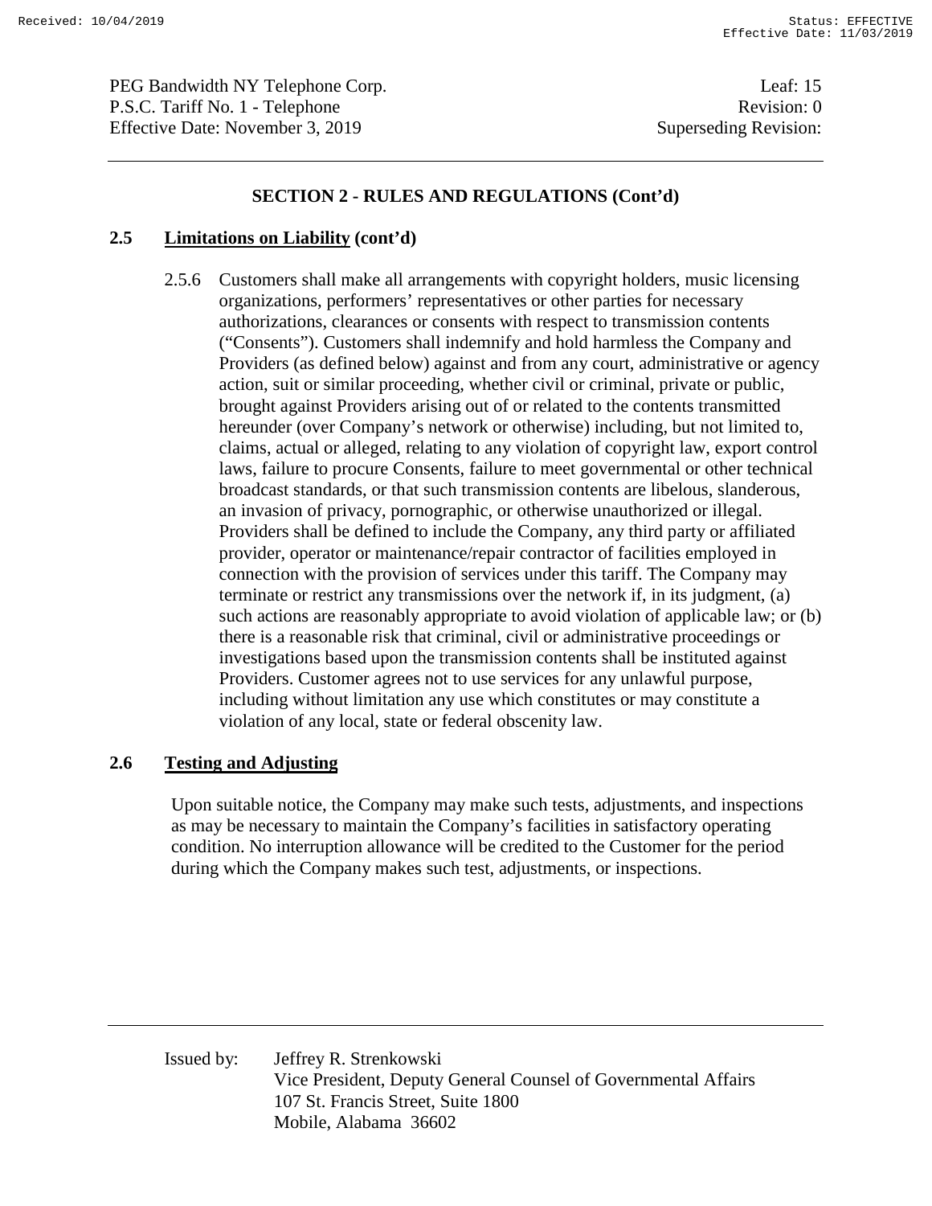## SECTION 2 - RULES AND REGULATIONS (Cont'd)

### 2.5 Limitations on Liability (cont'd)

2.5.6 Customers shall make all arrangements with copyright holders, music licensing organizations, performers' representatives or other parties for necessary authorizations, clearances or consents with respect to transmission contents ("Consents"). Customers shall indemnify and hold harmless the Company and Providers (as defined below) against and from any court, administrative or agency action, suit or similar proceeding, whether civil or criminal, private or public, brought against Providers arising out of or related to the contents transmitted hereunder (over Company's network or otherwise) including, but not limited to, claims, actual or alleged, relating to any violation of copyright law, export control laws, failure to procure Consents, failure to meet governmental or other technical broadcast standards, or that such transmission contents are libelous, slanderous, an invasion of privacy, pornographic, or otherwise unauthorized or illegal. Providers shall be defined to include the Company, any third party or affiliated provider, operator or maintenance/repair contractor of facilities employed in connection with the provision of services under this tariff. The Company may terminate or restrict any transmissions over the network if, in its judgment, (a) such actions are reasonably appropriate to avoid violation of applicable law; or (b) there is a reasonable risk that criminal, civil or administrative proceedings or investigations based upon the transmission contents shall be instituted against Providers. Customer agrees not to use services for any unlawful purpose, including without limitation any use which constitutes or may constitute a violation of any local, state or federal obscenity law.

### 2.6 Testing and Adjusting

Upon suitable notice, the Company may make such tests, adjustments, and inspections as may be necessary to maintain the Company's facilities in satisfactory operating condition. No interruption allowance will be credited to the Customer for the period during which the Company makes such test, adjustments, or inspections.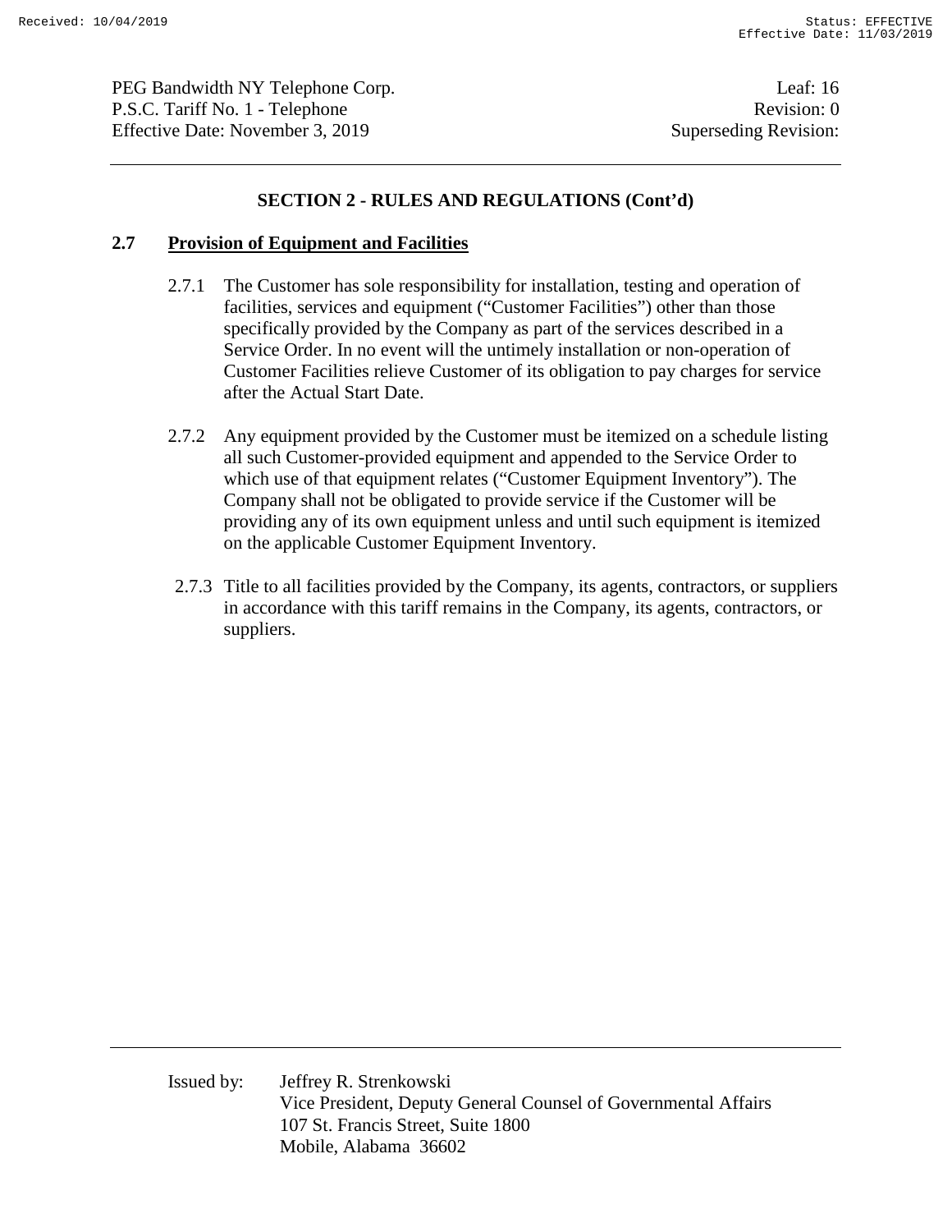## SECTION 2 - RULES AND REGULATIONS (Cont'd)

### 2.7 Provision of Equipment and Facilities

2.7.1 The Customer has sole responsibility for installation, testing and operation of facilities, services and equipment ("Customer Facilities") other than those specifically provided by the Company as part of the services described in a Service Order. In no event will the untimely installation or non-operation of Customer Facilities relieve Customer of its obligation to pay charges for service after the Actual Start Date.

2.7.2 Any equipment provided by the Customer must be itemized on a schedule listing all such Customer-provided equipment and appended to the Service Order to which use of that equipment relates ("Customer Equipment Inventory"). The Company shall not be obligated to provide service if the Customer will be providing any of its own equipment unless and until such equipment is itemized on the applicable Customer Equipment Inventory.

2.7.3 Title to all facilities provided by the Company, its agents, contractors, or suppliers in accordance with this tariff remains in the Company, its agents, contractors, or suppliers.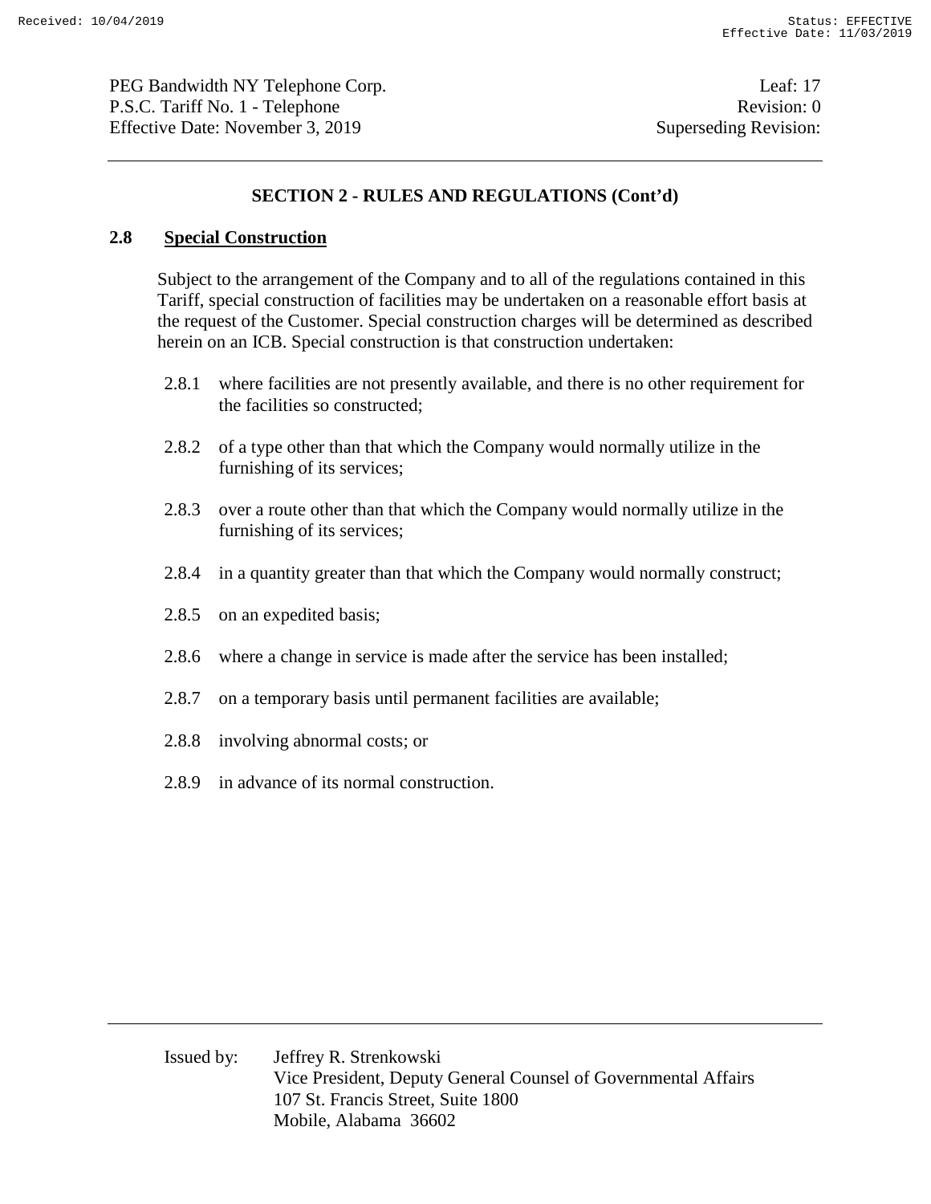## SECTION 2 - RULES AND REGULATIONS (Cont'd)

### 2.8 Special Construction

Subject to the arrangement of the Company and to all of the regulations contained in this Tariff, special construction of facilities may be undertaken on a reasonable effort basis at the request of the Customer. Special construction charges will be determined as described herein on an ICB. Special construction is that construction undertaken:

2.8.1 where facilities are not presently available, and there is no other requirement for the facilities so constructed;

2.8.2 of a type other than that which the Company would normally utilize in the furnishing of its services;

2.8.3 over a route other than that which the Company would normally utilize in the furnishing of its services;

2.8.4 in a quantity greater than that which the Company would normally construct;

2.8.5 on an expedited basis;

2.8.6 where a change in service is made after the service has been installed;

2.8.7 on a temporary basis until permanent facilities are available;

2.8.8 involving abnormal costs; or

2.8.9 in advance of its normal construction.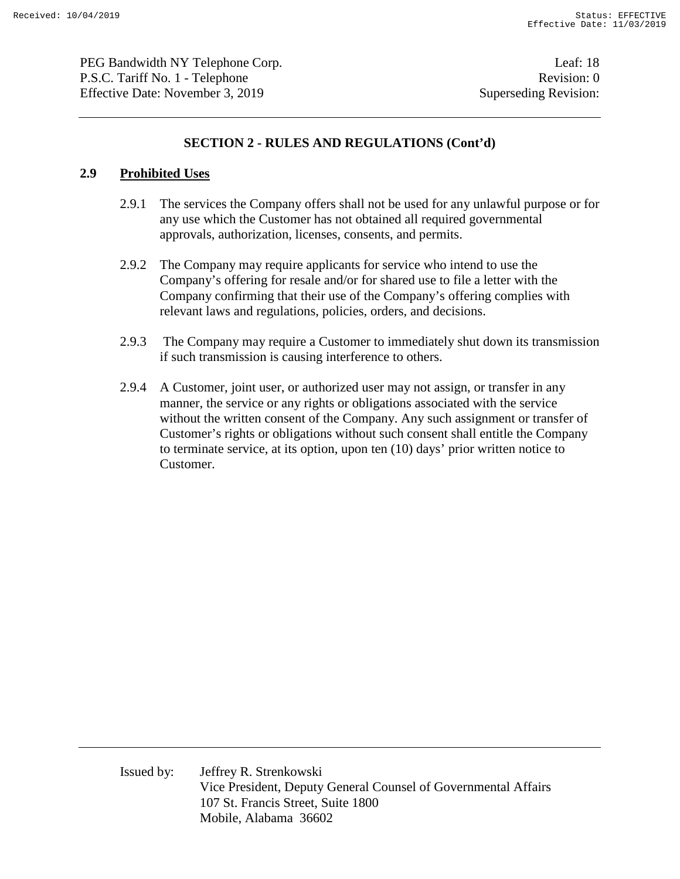## SECTION 2 - RULES AND REGULATIONS (Cont'd)

### 2.9 Prohibited Uses

2.9.1 The services the Company offers shall not be used for any unlawful purpose or for any use which the Customer has not obtained all required governmental approvals, authorization, licenses, consents, and permits.

2.9.2 The Company may require applicants for service who intend to use the Company's offering for resale and/or for shared use to file a letter with the Company confirming that their use of the Company's offering complies with relevant laws and regulations, policies, orders, and decisions.

2.9.3 The Company may require a Customer to immediately shut down its transmission if such transmission is causing interference to others.

2.9.4 A Customer, joint user, or authorized user may not assign, or transfer in any manner, the service or any rights or obligations associated with the service without the written consent of the Company. Any such assignment or transfer of Customer's rights or obligations without such consent shall entitle the Company to terminate service, at its option, upon ten (10) days' prior written notice to Customer.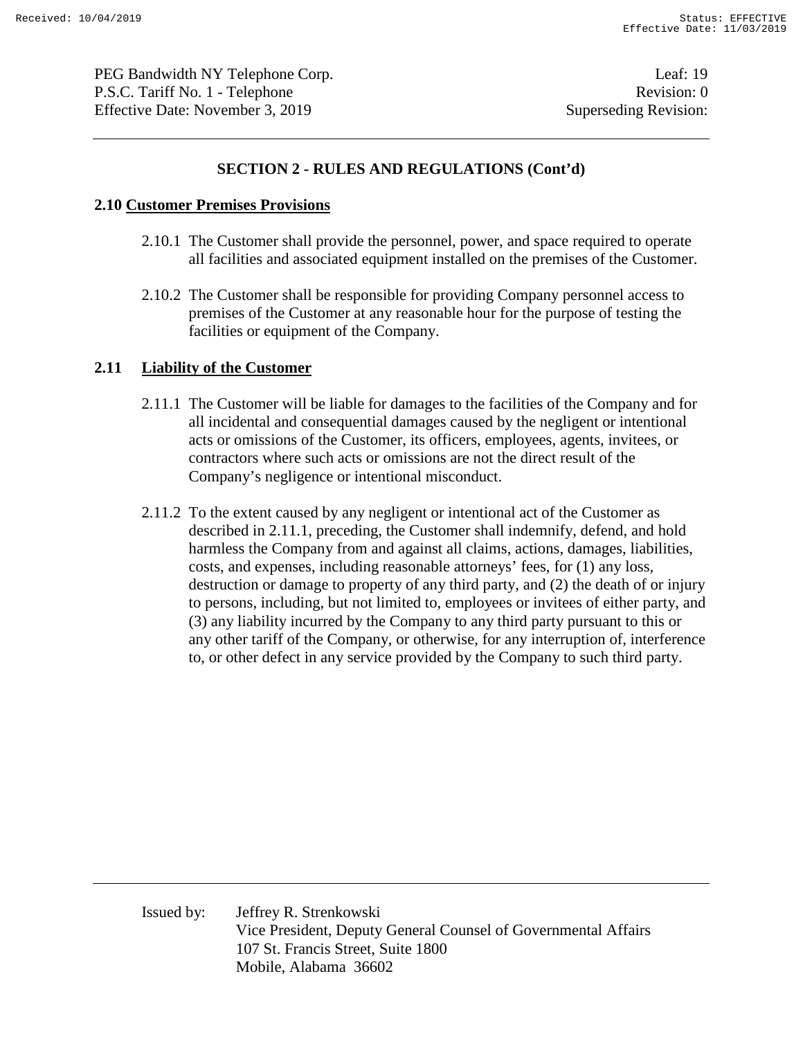## SECTION 2 - RULES AND REGULATIONS (Cont'd)

### 2.10 Customer Premises Provisions

2.10.1 The Customer shall provide the personnel, power, and space required to operate all facilities and associated equipment installed on the premises of the Customer.

2.10.2 The Customer shall be responsible for providing Company personnel access to premises of the Customer at any reasonable hour for the purpose of testing the facilities or equipment of the Company.

### 2.11 Liability of the Customer

2.11.1 The Customer will be liable for damages to the facilities of the Company and for all incidental and consequential damages caused by the negligent or intentional acts or omissions of the Customer, its officers, employees, agents, invitees, or contractors where such acts or omissions are not the direct result of the Company's negligence or intentional misconduct.

2.11.2 To the extent caused by any negligent or intentional act of the Customer as described in 2.11.1, preceding, the Customer shall indemnify, defend, and hold harmless the Company from and against all claims, actions, damages, liabilities, costs, and expenses, including reasonable attorneys' fees, for (1) any loss, destruction or damage to property of any third party, and (2) the death of or injury to persons, including, but not limited to, employees or invitees of either party, and (3) any liability incurred by the Company to any third party pursuant to this or any other tariff of the Company, or otherwise, for any interruption of, interference to, or other defect in any service provided by the Company to such third party.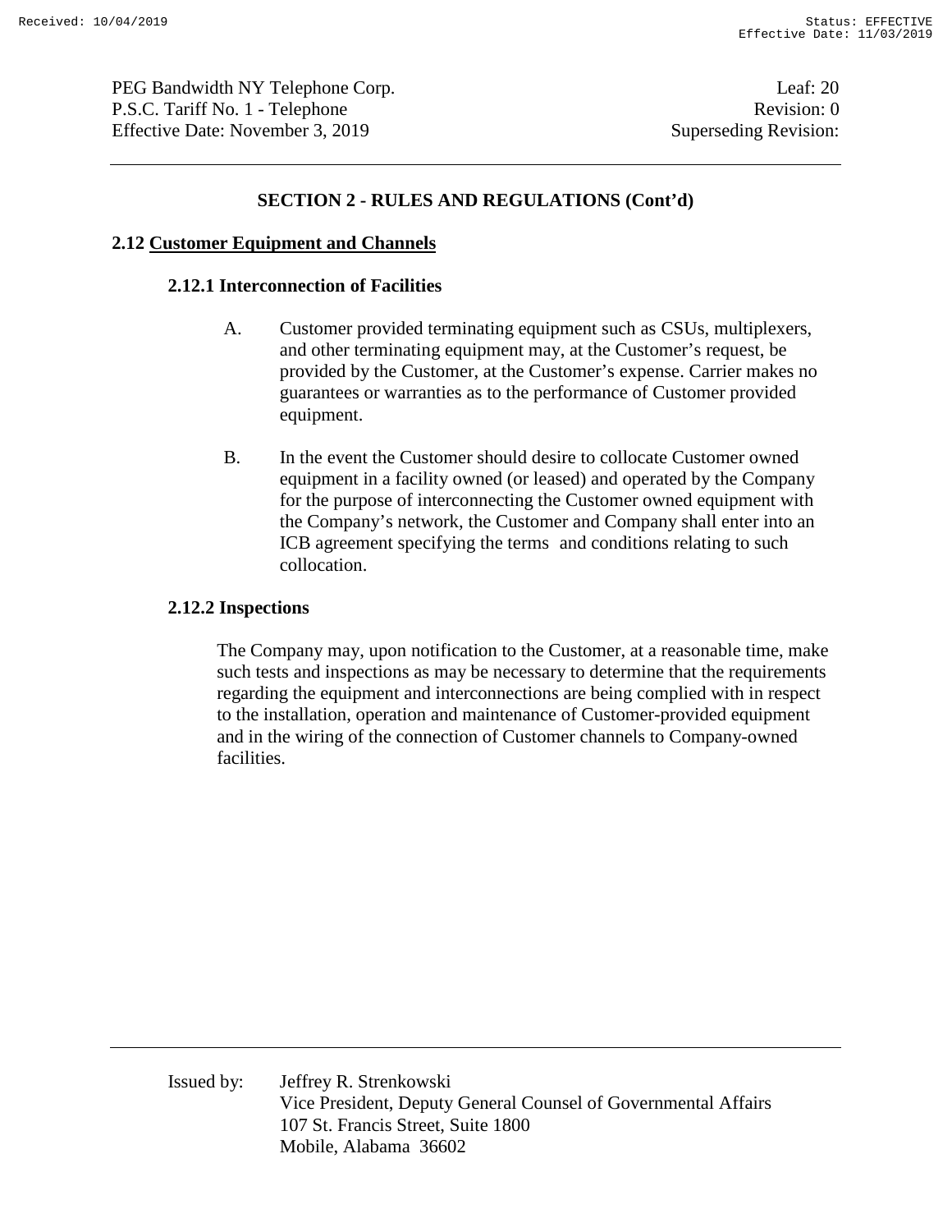## SECTION 2 - RULES AND REGULATIONS (Cont'd)

### 2.12 Customer Equipment and Channels

#### 2.12.1 Interconnection of Facilities

A. Customer provided terminating equipment such as CSUs, multiplexers, and other terminating equipment may, at the Customer's request, be provided by the Customer, at the Customer's expense. Carrier makes no guarantees or warranties as to the performance of Customer provided equipment.

B. In the event the Customer should desire to collocate Customer owned equipment in a facility owned (or leased) and operated by the Company for the purpose of interconnecting the Customer owned equipment with the Company's network, the Customer and Company shall enter into an ICB agreement specifying the terms and conditions relating to such collocation.

#### 2.12.2 Inspections

The Company may, upon notification to the Customer, at a reasonable time, make such tests and inspections as may be necessary to determine that the requirements regarding the equipment and interconnections are being complied with in respect to the installation, operation and maintenance of Customer-provided equipment and in the wiring of the connection of Customer channels to Company-owned facilities.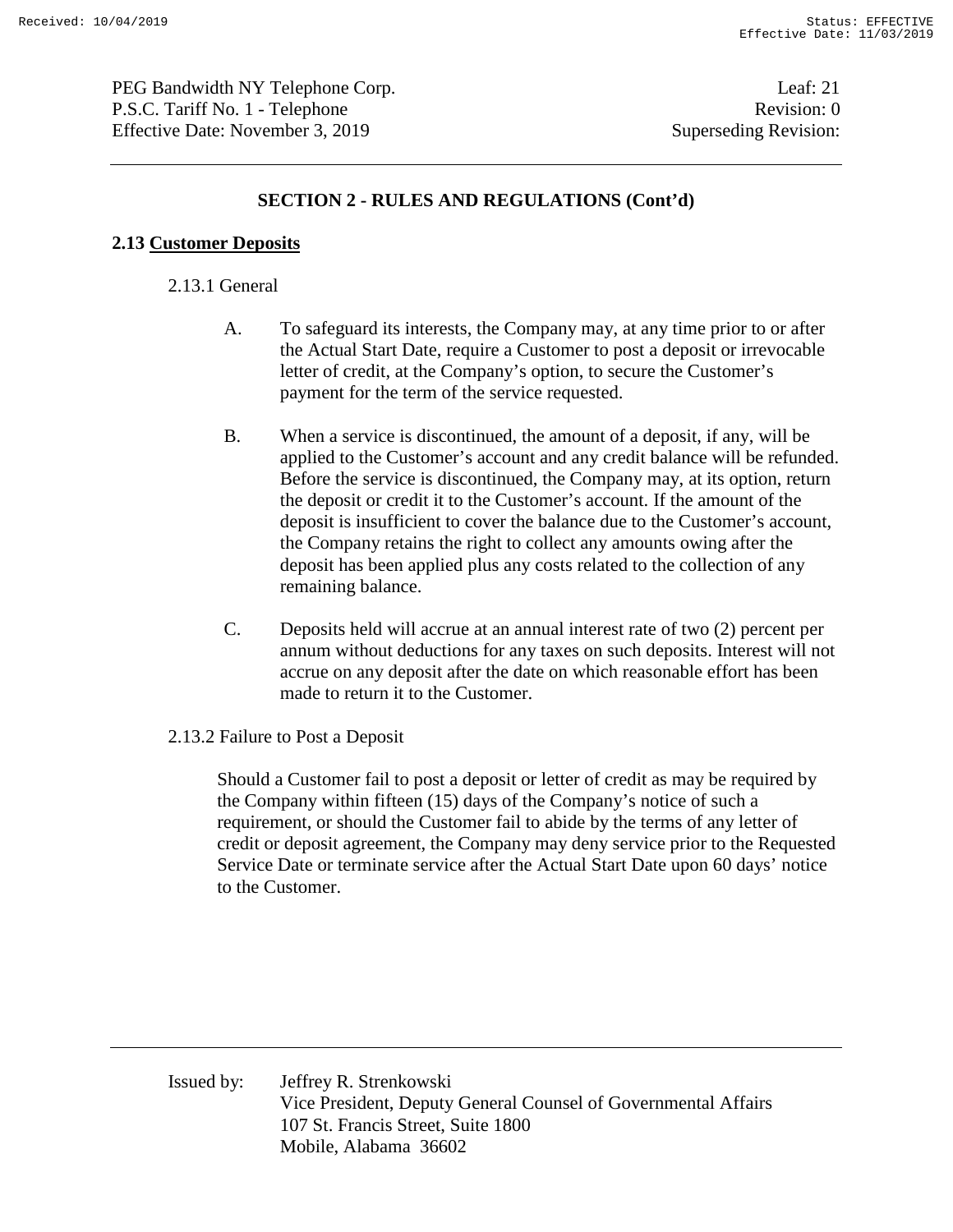## SECTION 2 - RULES AND REGULATIONS (Cont'd)

### 2.13 Customer Deposits

2.13.1 General

A. To safeguard its interests, the Company may, at any time prior to or after the Actual Start Date, require a Customer to post a deposit or irrevocable letter of credit, at the Company's option, to secure the Customer's payment for the term of the service requested.

B. When a service is discontinued, the amount of a deposit, if any, will be applied to the Customer's account and any credit balance will be refunded. Before the service is discontinued, the Company may, at its option, return the deposit or credit it to the Customer's account. If the amount of the deposit is insufficient to cover the balance due to the Customer's account, the Company retains the right to collect any amounts owing after the deposit has been applied plus any costs related to the collection of any remaining balance.

C. Deposits held will accrue at an annual interest rate of two (2) percent per annum without deductions for any taxes on such deposits. Interest will not accrue on any deposit after the date on which reasonable effort has been made to return it to the Customer.

2.13.2 Failure to Post a Deposit

Should a Customer fail to post a deposit or letter of credit as may be required by the Company within fifteen (15) days of the Company's notice of such a requirement, or should the Customer fail to abide by the terms of any letter of credit or deposit agreement, the Company may deny service prior to the Requested Service Date or terminate service after the Actual Start Date upon 60 days' notice to the Customer.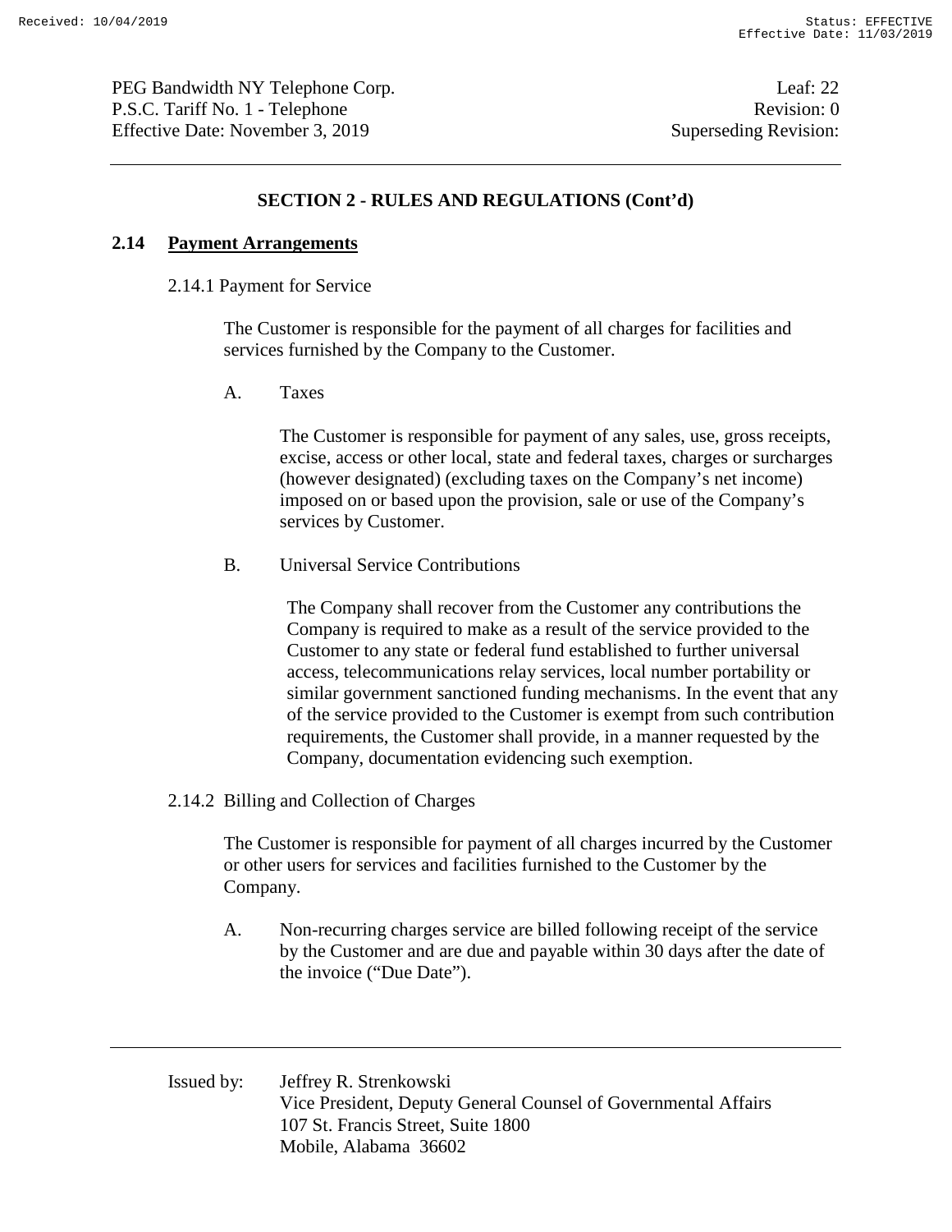## SECTION 2 - RULES AND REGULATIONS (Cont'd)

### 2.14 Payment Arrangements

2.14.1 Payment for Service

The Customer is responsible for the payment of all charges for facilities and services furnished by the Company to the Customer.

A. Taxes

The Customer is responsible for payment of any sales, use, gross receipts, excise, access or other local, state and federal taxes, charges or surcharges (however designated) (excluding taxes on the Company's net income) imposed on or based upon the provision, sale or use of the Company's services by Customer.

B. Universal Service Contributions

The Company shall recover from the Customer any contributions the Company is required to make as a result of the service provided to the Customer to any state or federal fund established to further universal access, telecommunications relay services, local number portability or similar government sanctioned funding mechanisms. In the event that any of the service provided to the Customer is exempt from such contribution requirements, the Customer shall provide, in a manner requested by the Company, documentation evidencing such exemption.

2.14.2 Billing and Collection of Charges

The Customer is responsible for payment of all charges incurred by the Customer or other users for services and facilities furnished to the Customer by the Company.

A. Non-recurring charges service are billed following receipt of the service by the Customer and are due and payable within 30 days after the date of the invoice ("Due Date").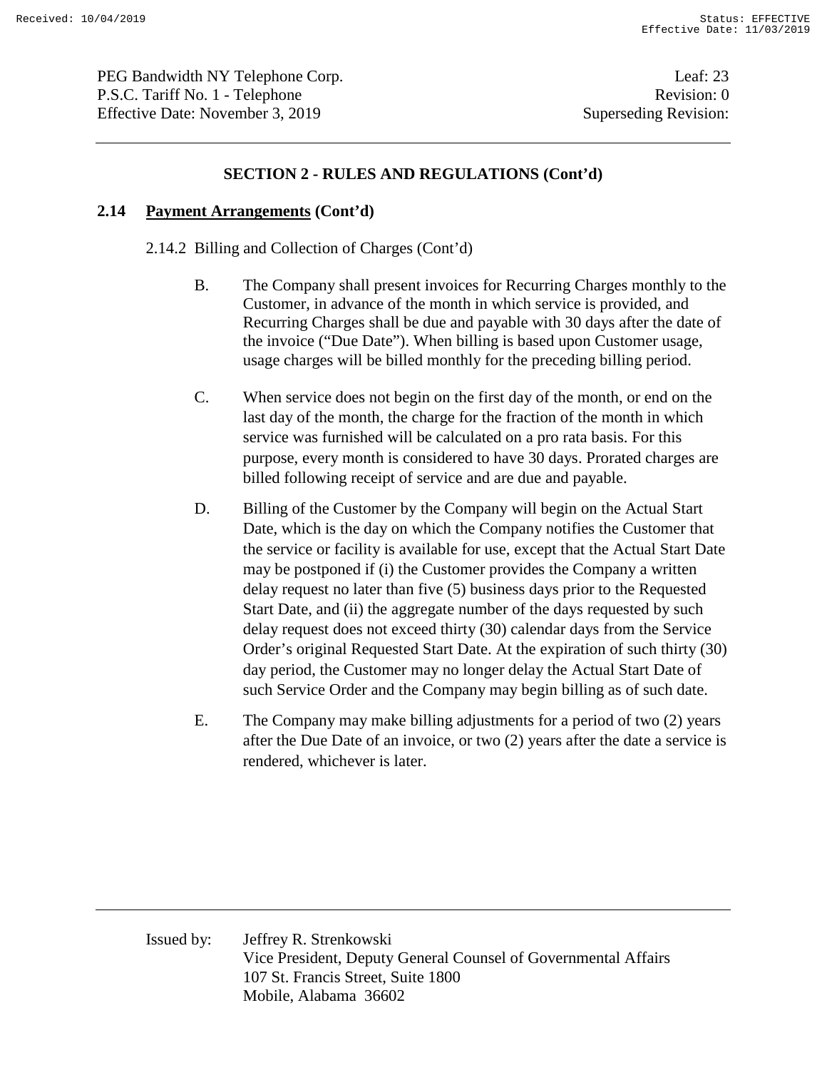## SECTION 2 - RULES AND REGULATIONS (Cont'd)

### 2.14 Payment Arrangements (Cont'd)

2.14.2 Billing and Collection of Charges (Cont'd)

B. The Company shall present invoices for Recurring Charges monthly to the Customer, in advance of the month in which service is provided, and Recurring Charges shall be due and payable with 30 days after the date of the invoice ("Due Date"). When billing is based upon Customer usage, usage charges will be billed monthly for the preceding billing period.

C. When service does not begin on the first day of the month, or end on the last day of the month, the charge for the fraction of the month in which service was furnished will be calculated on a pro rata basis. For this purpose, every month is considered to have 30 days. Prorated charges are billed following receipt of service and are due and payable.

D. Billing of the Customer by the Company will begin on the Actual Start Date, which is the day on which the Company notifies the Customer that the service or facility is available for use, except that the Actual Start Date may be postponed if (i) the Customer provides the Company a written delay request no later than five (5) business days prior to the Requested Start Date, and (ii) the aggregate number of the days requested by such delay request does not exceed thirty (30) calendar days from the Service Order's original Requested Start Date. At the expiration of such thirty (30) day period, the Customer may no longer delay the Actual Start Date of such Service Order and the Company may begin billing as of such date.

E. The Company may make billing adjustments for a period of two (2) years after the Due Date of an invoice, or two (2) years after the date a service is rendered, whichever is later.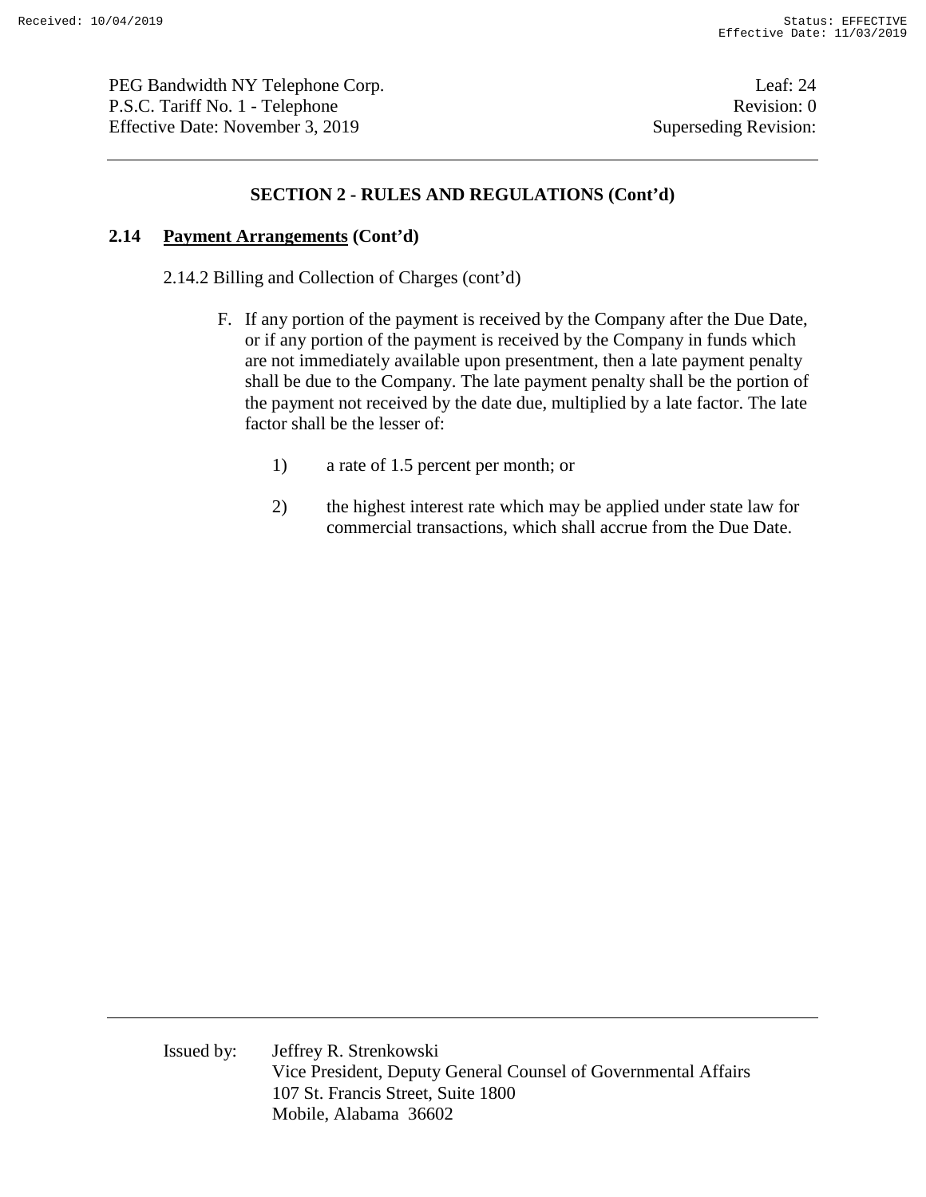## SECTION 2 - RULES AND REGULATIONS (Cont'd)

### 2.14 Payment Arrangements (Cont'd)

2.14.2 Billing and Collection of Charges (cont'd)

F. If any portion of the payment is received by the Company after the Due Date, or if any portion of the payment is received by the Company in funds which are not immediately available upon presentment, then a late payment penalty shall be due to the Company. The late payment penalty shall be the portion of the payment not received by the date due, multiplied by a late factor. The late factor shall be the lesser of:

1) a rate of 1.5 percent per month; or

2) the highest interest rate which may be applied under state law for commercial transactions, which shall accrue from the Due Date.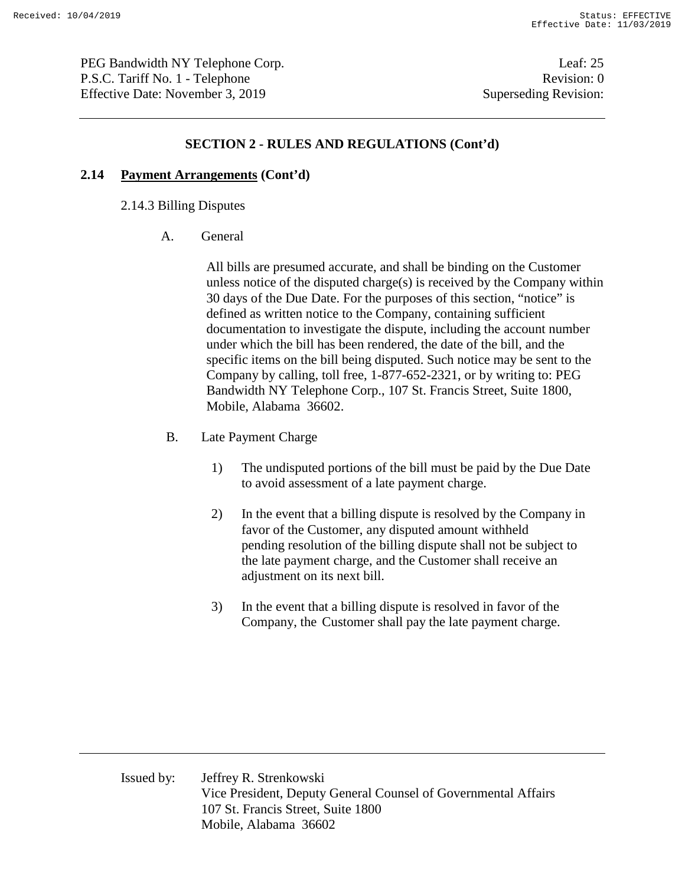## SECTION 2 - RULES AND REGULATIONS (Cont'd)

### 2.14 Payment Arrangements (Cont'd)

2.14.3 Billing Disputes

A. General

All bills are presumed accurate, and shall be binding on the Customer unless notice of the disputed charge(s) is received by the Company within 30 days of the Due Date. For the purposes of this section, "notice" is defined as written notice to the Company, containing sufficient documentation to investigate the dispute, including the account number under which the bill has been rendered, the date of the bill, and the specific items on the bill being disputed. Such notice may be sent to the Company by calling, toll free, 1-877-652-2321, or by writing to: PEG Bandwidth NY Telephone Corp., 107 St. Francis Street, Suite 1800, Mobile, Alabama 36602.

B. Late Payment Charge

1) The undisputed portions of the bill must be paid by the Due Date to avoid assessment of a late payment charge.

2) In the event that a billing dispute is resolved by the Company in favor of the Customer, any disputed amount withheld pending resolution of the billing dispute shall not be subject to the late payment charge, and the Customer shall receive an adjustment on its next bill.

3) In the event that a billing dispute is resolved in favor of the Company, the Customer shall pay the late payment charge.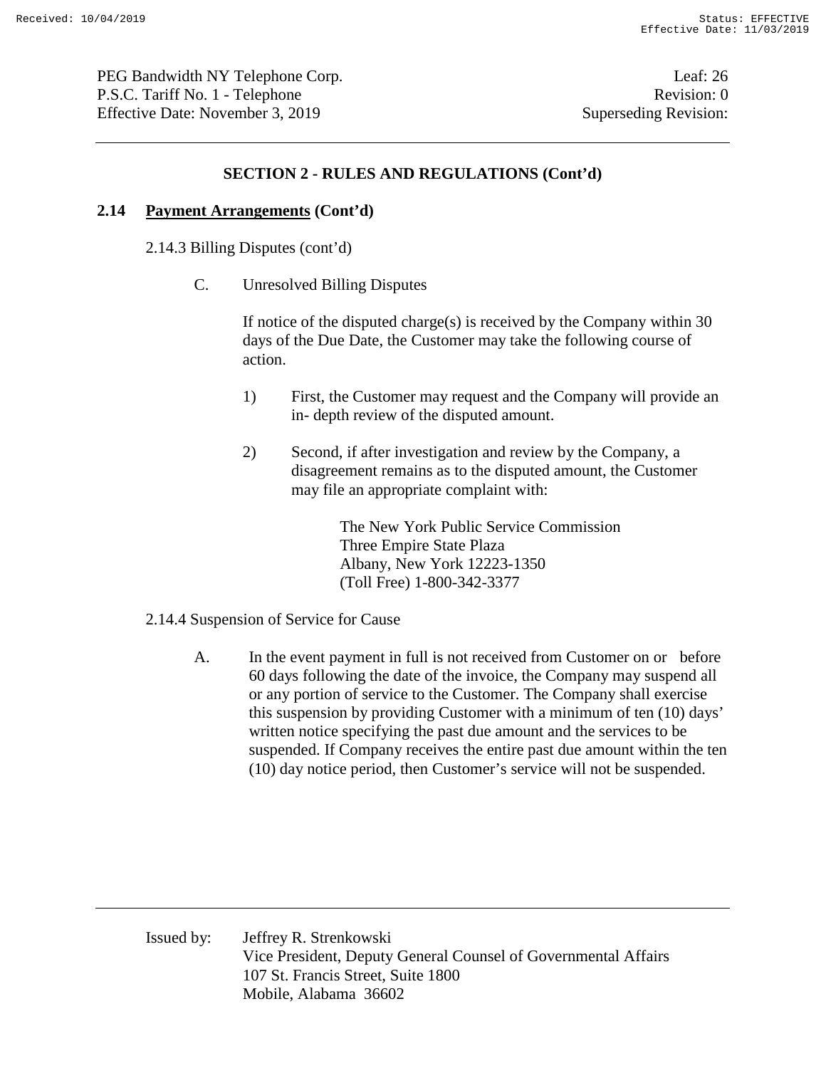## SECTION 2 - RULES AND REGULATIONS (Cont'd)

### 2.14 Payment Arrangements (Cont'd)

2.14.3 Billing Disputes (cont'd)

C. Unresolved Billing Disputes

If notice of the disputed charge(s) is received by the Company within 30 days of the Due Date, the Customer may take the following course of action.

1) First, the Customer may request and the Company will provide an in- depth review of the disputed amount.

2) Second, if after investigation and review by the Company, a disagreement remains as to the disputed amount, the Customer may file an appropriate complaint with:

The New York Public Service Commission
Three Empire State Plaza
Albany, New York 12223-1350
(Toll Free) 1-800-342-3377

2.14.4 Suspension of Service for Cause

A. In the event payment in full is not received from Customer on or before 60 days following the date of the invoice, the Company may suspend all or any portion of service to the Customer. The Company shall exercise this suspension by providing Customer with a minimum of ten (10) days' written notice specifying the past due amount and the services to be suspended. If Company receives the entire past due amount within the ten (10) day notice period, then Customer's service will not be suspended.

Issued by: Jeffrey R. Strenkowski
Vice President, Deputy General Counsel of Governmental Affairs
107 St. Francis Street, Suite 1800
Mobile, Alabama 36602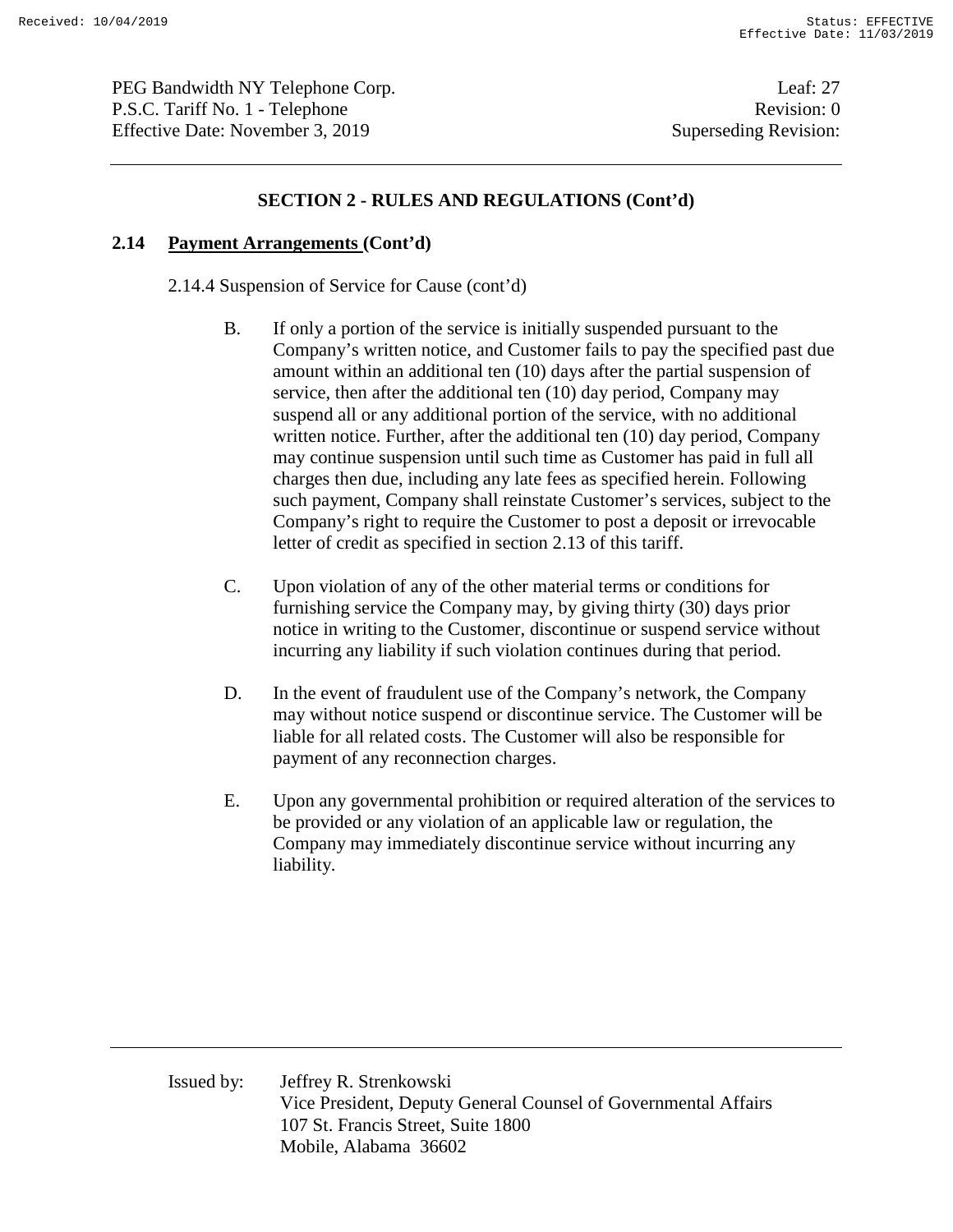## SECTION 2 - RULES AND REGULATIONS (Cont'd)

### 2.14 Payment Arrangements (Cont'd)

2.14.4 Suspension of Service for Cause (cont'd)

B. If only a portion of the service is initially suspended pursuant to the Company's written notice, and Customer fails to pay the specified past due amount within an additional ten (10) days after the partial suspension of service, then after the additional ten (10) day period, Company may suspend all or any additional portion of the service, with no additional written notice. Further, after the additional ten (10) day period, Company may continue suspension until such time as Customer has paid in full all charges then due, including any late fees as specified herein. Following such payment, Company shall reinstate Customer's services, subject to the Company's right to require the Customer to post a deposit or irrevocable letter of credit as specified in section 2.13 of this tariff.

C. Upon violation of any of the other material terms or conditions for furnishing service the Company may, by giving thirty (30) days prior notice in writing to the Customer, discontinue or suspend service without incurring any liability if such violation continues during that period.

D. In the event of fraudulent use of the Company's network, the Company may without notice suspend or discontinue service. The Customer will be liable for all related costs. The Customer will also be responsible for payment of any reconnection charges.

E. Upon any governmental prohibition or required alteration of the services to be provided or any violation of an applicable law or regulation, the Company may immediately discontinue service without incurring any liability.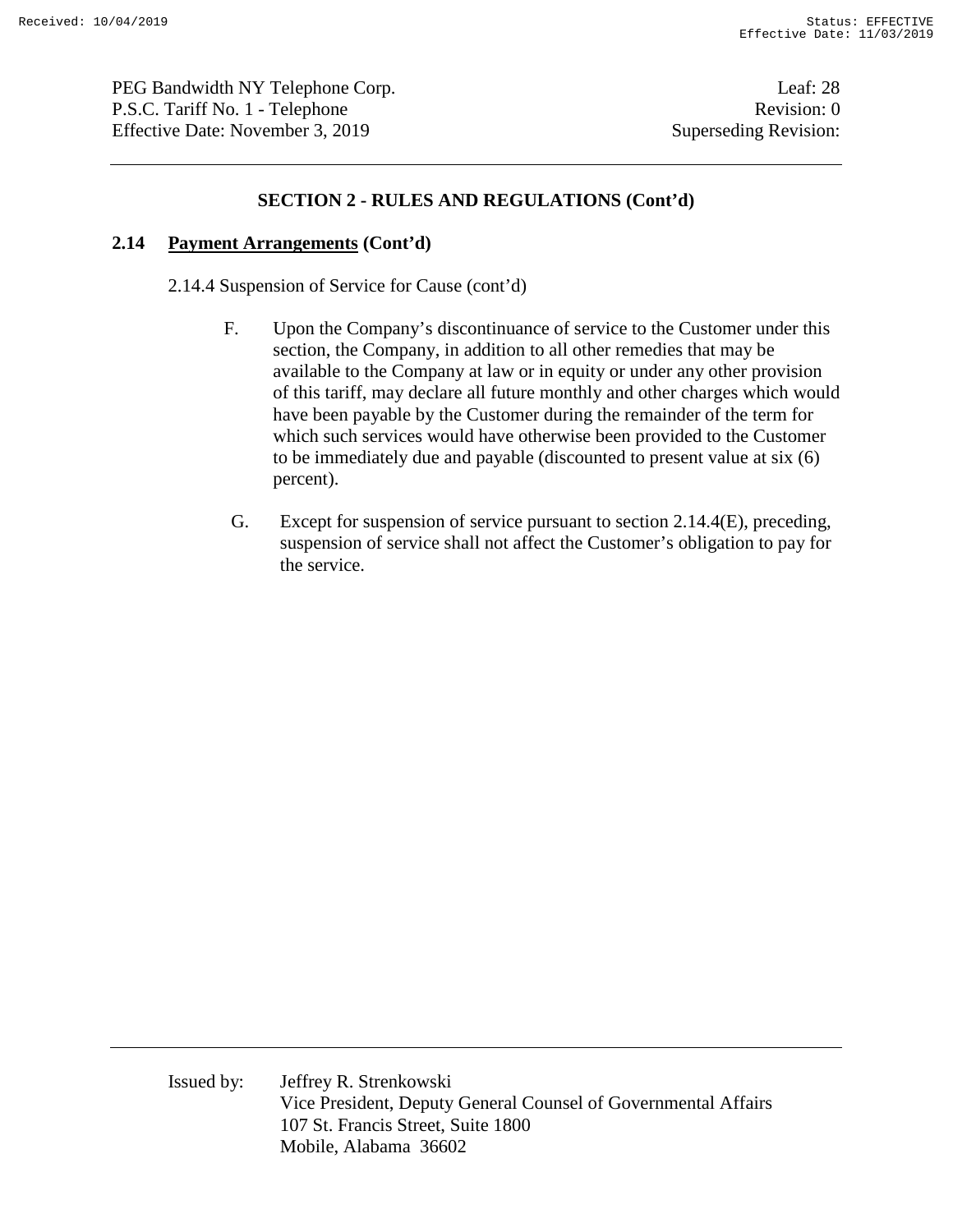## SECTION 2 - RULES AND REGULATIONS (Cont'd)

### 2.14 Payment Arrangements (Cont'd)

2.14.4 Suspension of Service for Cause (cont'd)

F. Upon the Company's discontinuance of service to the Customer under this section, the Company, in addition to all other remedies that may be available to the Company at law or in equity or under any other provision of this tariff, may declare all future monthly and other charges which would have been payable by the Customer during the remainder of the term for which such services would have otherwise been provided to the Customer to be immediately due and payable (discounted to present value at six (6) percent).

G. Except for suspension of service pursuant to section 2.14.4(E), preceding, suspension of service shall not affect the Customer's obligation to pay for the service.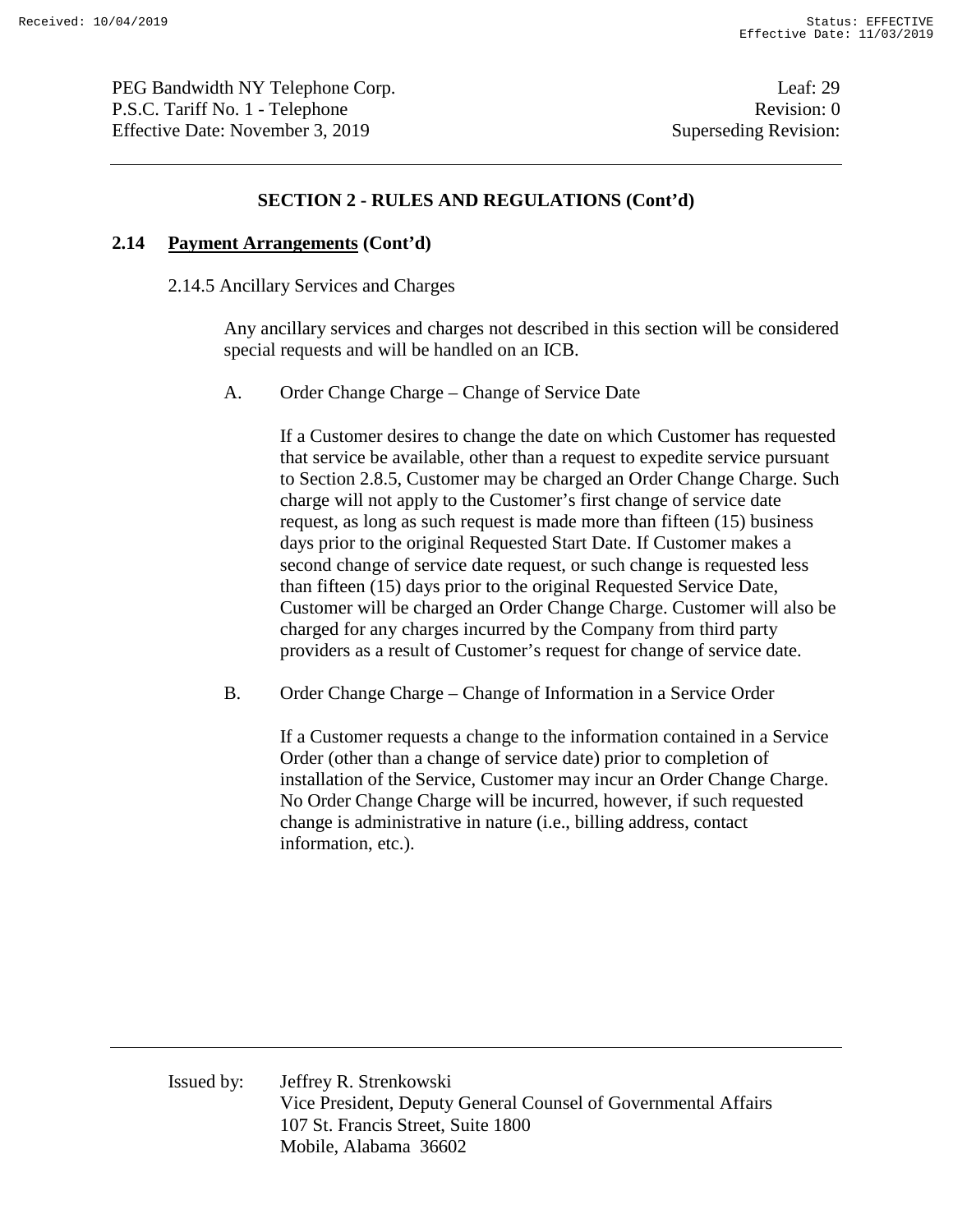## SECTION 2 - RULES AND REGULATIONS (Cont'd)

### 2.14 Payment Arrangements (Cont'd)

2.14.5 Ancillary Services and Charges

Any ancillary services and charges not described in this section will be considered special requests and will be handled on an ICB.

A. Order Change Charge – Change of Service Date

If a Customer desires to change the date on which Customer has requested that service be available, other than a request to expedite service pursuant to Section 2.8.5, Customer may be charged an Order Change Charge. Such charge will not apply to the Customer's first change of service date request, as long as such request is made more than fifteen (15) business days prior to the original Requested Start Date. If Customer makes a second change of service date request, or such change is requested less than fifteen (15) days prior to the original Requested Service Date, Customer will be charged an Order Change Charge. Customer will also be charged for any charges incurred by the Company from third party providers as a result of Customer's request for change of service date.

B. Order Change Charge – Change of Information in a Service Order

If a Customer requests a change to the information contained in a Service Order (other than a change of service date) prior to completion of installation of the Service, Customer may incur an Order Change Charge. No Order Change Charge will be incurred, however, if such requested change is administrative in nature (i.e., billing address, contact information, etc.).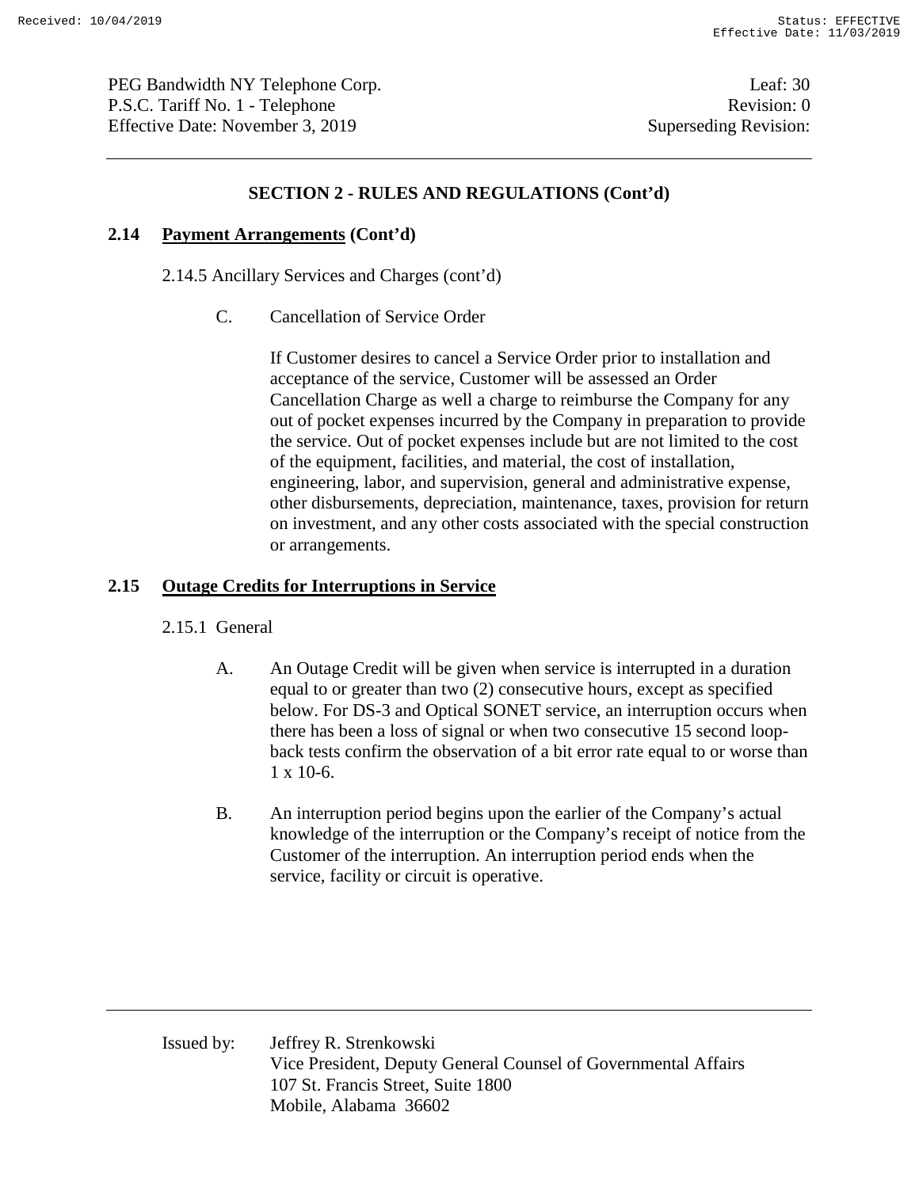## SECTION 2 - RULES AND REGULATIONS (Cont'd)

### 2.14 Payment Arrangements (Cont'd)

2.14.5 Ancillary Services and Charges (cont'd)

C. Cancellation of Service Order

If Customer desires to cancel a Service Order prior to installation and acceptance of the service, Customer will be assessed an Order Cancellation Charge as well a charge to reimburse the Company for any out of pocket expenses incurred by the Company in preparation to provide the service. Out of pocket expenses include but are not limited to the cost of the equipment, facilities, and material, the cost of installation, engineering, labor, and supervision, general and administrative expense, other disbursements, depreciation, maintenance, taxes, provision for return on investment, and any other costs associated with the special construction or arrangements.

### 2.15 Outage Credits for Interruptions in Service

2.15.1 General

A. An Outage Credit will be given when service is interrupted in a duration equal to or greater than two (2) consecutive hours, except as specified below. For DS-3 and Optical SONET service, an interruption occurs when there has been a loss of signal or when two consecutive 15 second loop-back tests confirm the observation of a bit error rate equal to or worse than 1 x 10-6.

B. An interruption period begins upon the earlier of the Company's actual knowledge of the interruption or the Company's receipt of notice from the Customer of the interruption. An interruption period ends when the service, facility or circuit is operative.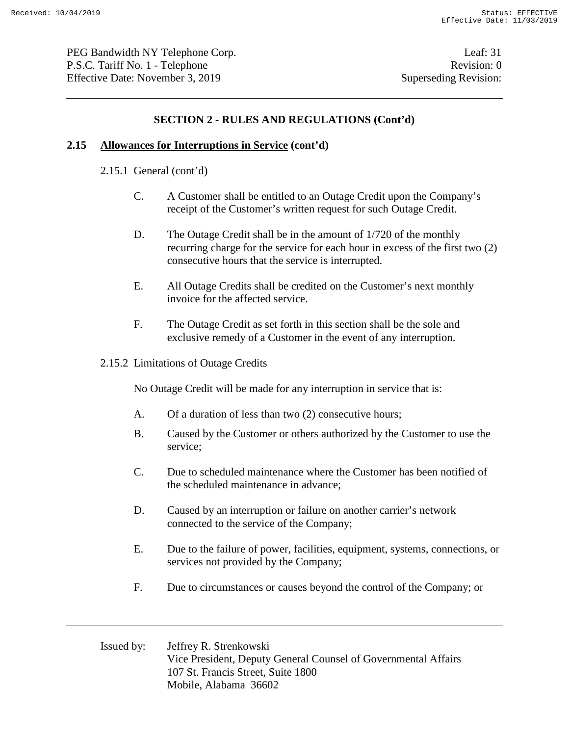## SECTION 2 - RULES AND REGULATIONS (Cont'd)

### 2.15 Allowances for Interruptions in Service (cont'd)

2.15.1 General (cont'd)

C. A Customer shall be entitled to an Outage Credit upon the Company's receipt of the Customer's written request for such Outage Credit.

D. The Outage Credit shall be in the amount of 1/720 of the monthly recurring charge for the service for each hour in excess of the first two (2) consecutive hours that the service is interrupted.

E. All Outage Credits shall be credited on the Customer's next monthly invoice for the affected service.

F. The Outage Credit as set forth in this section shall be the sole and exclusive remedy of a Customer in the event of any interruption.

2.15.2 Limitations of Outage Credits

No Outage Credit will be made for any interruption in service that is:

A. Of a duration of less than two (2) consecutive hours;

B. Caused by the Customer or others authorized by the Customer to use the service;

C. Due to scheduled maintenance where the Customer has been notified of the scheduled maintenance in advance;

D. Caused by an interruption or failure on another carrier's network connected to the service of the Company;

E. Due to the failure of power, facilities, equipment, systems, connections, or services not provided by the Company;

F. Due to circumstances or causes beyond the control of the Company; or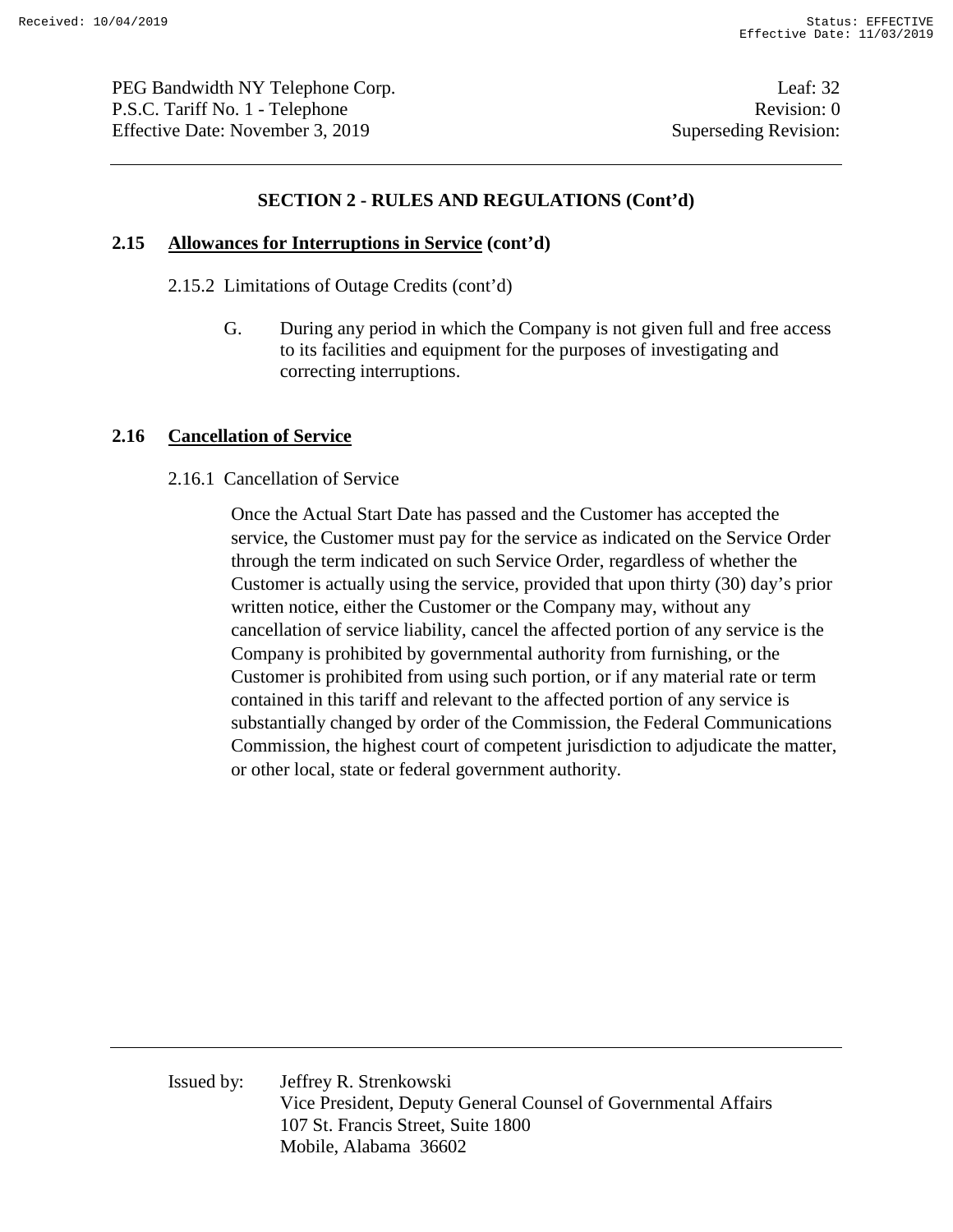## SECTION 2 - RULES AND REGULATIONS (Cont'd)

### 2.15 Allowances for Interruptions in Service (cont'd)

2.15.2 Limitations of Outage Credits (cont'd)

G. During any period in which the Company is not given full and free access to its facilities and equipment for the purposes of investigating and correcting interruptions.

### 2.16 Cancellation of Service

2.16.1 Cancellation of Service

Once the Actual Start Date has passed and the Customer has accepted the service, the Customer must pay for the service as indicated on the Service Order through the term indicated on such Service Order, regardless of whether the Customer is actually using the service, provided that upon thirty (30) day's prior written notice, either the Customer or the Company may, without any cancellation of service liability, cancel the affected portion of any service is the Company is prohibited by governmental authority from furnishing, or the Customer is prohibited from using such portion, or if any material rate or term contained in this tariff and relevant to the affected portion of any service is substantially changed by order of the Commission, the Federal Communications Commission, the highest court of competent jurisdiction to adjudicate the matter, or other local, state or federal government authority.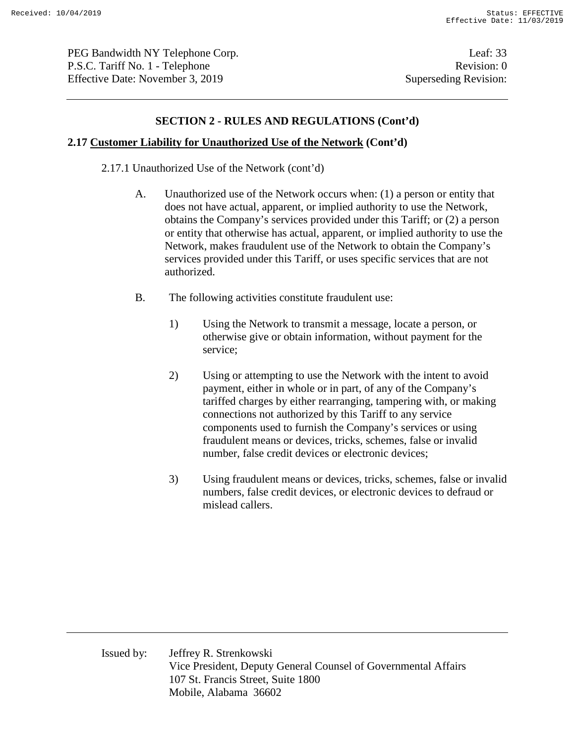## SECTION 2 - RULES AND REGULATIONS (Cont'd)

### 2.17 Customer Liability for Unauthorized Use of the Network (Cont'd)

2.17.1 Unauthorized Use of the Network (cont'd)

A. Unauthorized use of the Network occurs when: (1) a person or entity that does not have actual, apparent, or implied authority to use the Network, obtains the Company's services provided under this Tariff; or (2) a person or entity that otherwise has actual, apparent, or implied authority to use the Network, makes fraudulent use of the Network to obtain the Company's services provided under this Tariff, or uses specific services that are not authorized.

B. The following activities constitute fraudulent use:

1) Using the Network to transmit a message, locate a person, or otherwise give or obtain information, without payment for the service;

2) Using or attempting to use the Network with the intent to avoid payment, either in whole or in part, of any of the Company's tariffed charges by either rearranging, tampering with, or making connections not authorized by this Tariff to any service components used to furnish the Company's services or using fraudulent means or devices, tricks, schemes, false or invalid number, false credit devices or electronic devices;

3) Using fraudulent means or devices, tricks, schemes, false or invalid numbers, false credit devices, or electronic devices to defraud or mislead callers.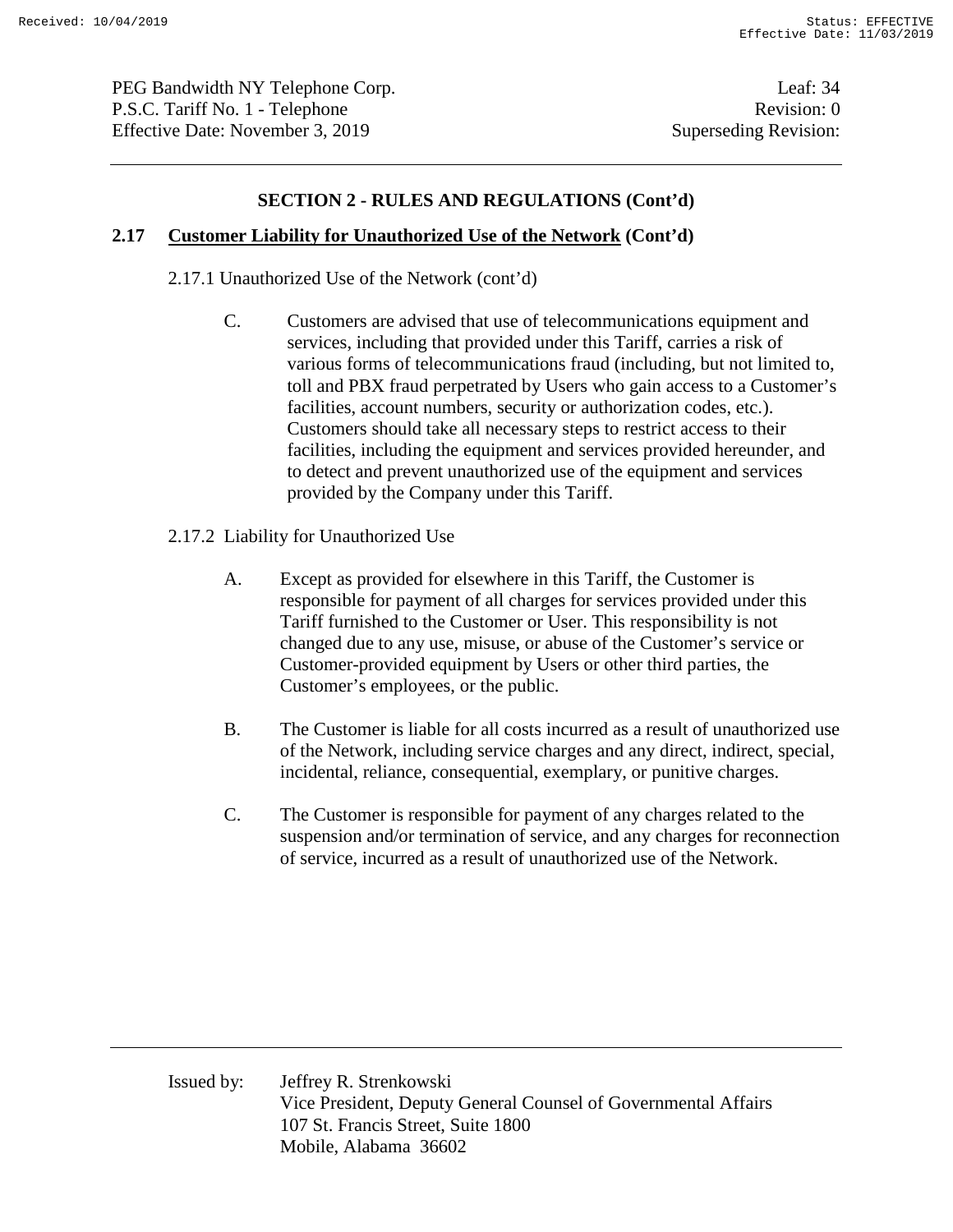## SECTION 2 - RULES AND REGULATIONS (Cont'd)

### 2.17 Customer Liability for Unauthorized Use of the Network (Cont'd)

2.17.1 Unauthorized Use of the Network (cont'd)

C. Customers are advised that use of telecommunications equipment and services, including that provided under this Tariff, carries a risk of various forms of telecommunications fraud (including, but not limited to, toll and PBX fraud perpetrated by Users who gain access to a Customer's facilities, account numbers, security or authorization codes, etc.). Customers should take all necessary steps to restrict access to their facilities, including the equipment and services provided hereunder, and to detect and prevent unauthorized use of the equipment and services provided by the Company under this Tariff.

2.17.2 Liability for Unauthorized Use

A. Except as provided for elsewhere in this Tariff, the Customer is responsible for payment of all charges for services provided under this Tariff furnished to the Customer or User. This responsibility is not changed due to any use, misuse, or abuse of the Customer's service or Customer-provided equipment by Users or other third parties, the Customer's employees, or the public.

B. The Customer is liable for all costs incurred as a result of unauthorized use of the Network, including service charges and any direct, indirect, special, incidental, reliance, consequential, exemplary, or punitive charges.

C. The Customer is responsible for payment of any charges related to the suspension and/or termination of service, and any charges for reconnection of service, incurred as a result of unauthorized use of the Network.

Issued by: Jeffrey R. Strenkowski
Vice President, Deputy General Counsel of Governmental Affairs
107 St. Francis Street, Suite 1800
Mobile, Alabama 36602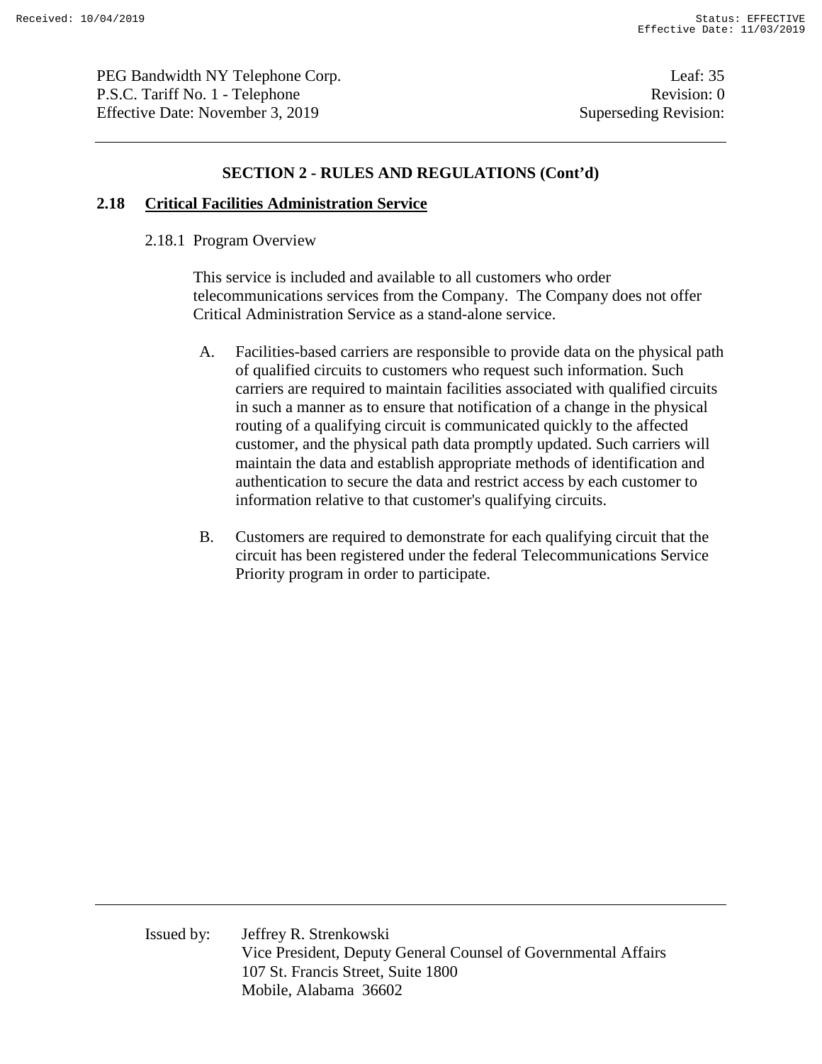## SECTION 2 - RULES AND REGULATIONS (Cont'd)

### 2.18 Critical Facilities Administration Service

2.18.1 Program Overview

This service is included and available to all customers who order telecommunications services from the Company. The Company does not offer Critical Administration Service as a stand-alone service.

A. Facilities-based carriers are responsible to provide data on the physical path of qualified circuits to customers who request such information. Such carriers are required to maintain facilities associated with qualified circuits in such a manner as to ensure that notification of a change in the physical routing of a qualifying circuit is communicated quickly to the affected customer, and the physical path data promptly updated. Such carriers will maintain the data and establish appropriate methods of identification and authentication to secure the data and restrict access by each customer to information relative to that customer's qualifying circuits.

B. Customers are required to demonstrate for each qualifying circuit that the circuit has been registered under the federal Telecommunications Service Priority program in order to participate.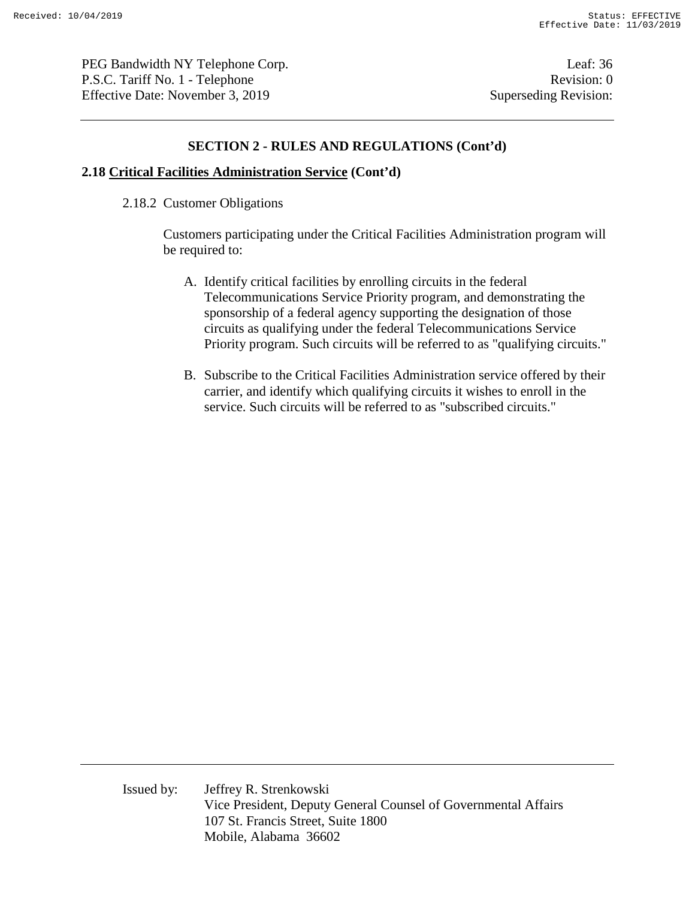## SECTION 2 - RULES AND REGULATIONS (Cont'd)

### 2.18 Critical Facilities Administration Service (Cont'd)

2.18.2 Customer Obligations

Customers participating under the Critical Facilities Administration program will be required to:

A. Identify critical facilities by enrolling circuits in the federal Telecommunications Service Priority program, and demonstrating the sponsorship of a federal agency supporting the designation of those circuits as qualifying under the federal Telecommunications Service Priority program. Such circuits will be referred to as "qualifying circuits."

B. Subscribe to the Critical Facilities Administration service offered by their carrier, and identify which qualifying circuits it wishes to enroll in the service. Such circuits will be referred to as "subscribed circuits."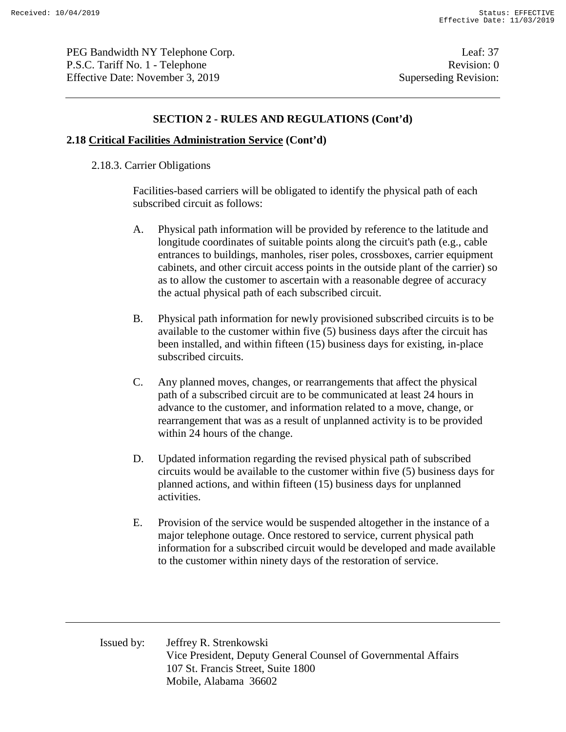## SECTION 2 - RULES AND REGULATIONS (Cont'd)

### 2.18 <u>Critical Facilities Administration Service</u> (Cont'd)

2.18.3. Carrier Obligations

Facilities-based carriers will be obligated to identify the physical path of each subscribed circuit as follows:

A. Physical path information will be provided by reference to the latitude and longitude coordinates of suitable points along the circuit's path (e.g., cable entrances to buildings, manholes, riser poles, crossboxes, carrier equipment cabinets, and other circuit access points in the outside plant of the carrier) so as to allow the customer to ascertain with a reasonable degree of accuracy the actual physical path of each subscribed circuit.

B. Physical path information for newly provisioned subscribed circuits is to be available to the customer within five (5) business days after the circuit has been installed, and within fifteen (15) business days for existing, in-place subscribed circuits.

C. Any planned moves, changes, or rearrangements that affect the physical path of a subscribed circuit are to be communicated at least 24 hours in advance to the customer, and information related to a move, change, or rearrangement that was as a result of unplanned activity is to be provided within 24 hours of the change.

D. Updated information regarding the revised physical path of subscribed circuits would be available to the customer within five (5) business days for planned actions, and within fifteen (15) business days for unplanned activities.

E. Provision of the service would be suspended altogether in the instance of a major telephone outage. Once restored to service, current physical path information for a subscribed circuit would be developed and made available to the customer within ninety days of the restoration of service.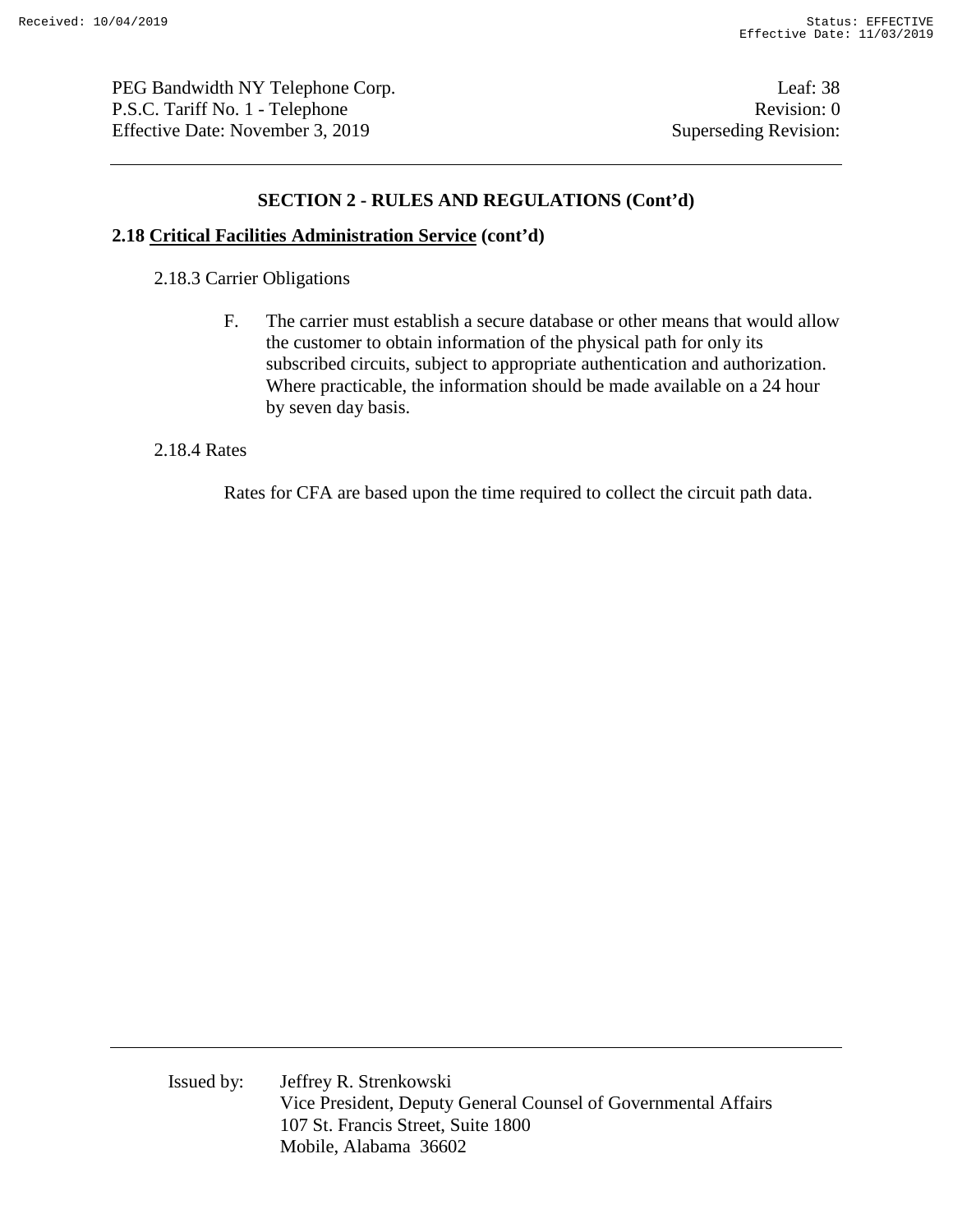## SECTION 2 - RULES AND REGULATIONS (Cont'd)

### 2.18 Critical Facilities Administration Service (cont'd)

2.18.3 Carrier Obligations

F. The carrier must establish a secure database or other means that would allow the customer to obtain information of the physical path for only its subscribed circuits, subject to appropriate authentication and authorization. Where practicable, the information should be made available on a 24 hour by seven day basis.

2.18.4 Rates

Rates for CFA are based upon the time required to collect the circuit path data.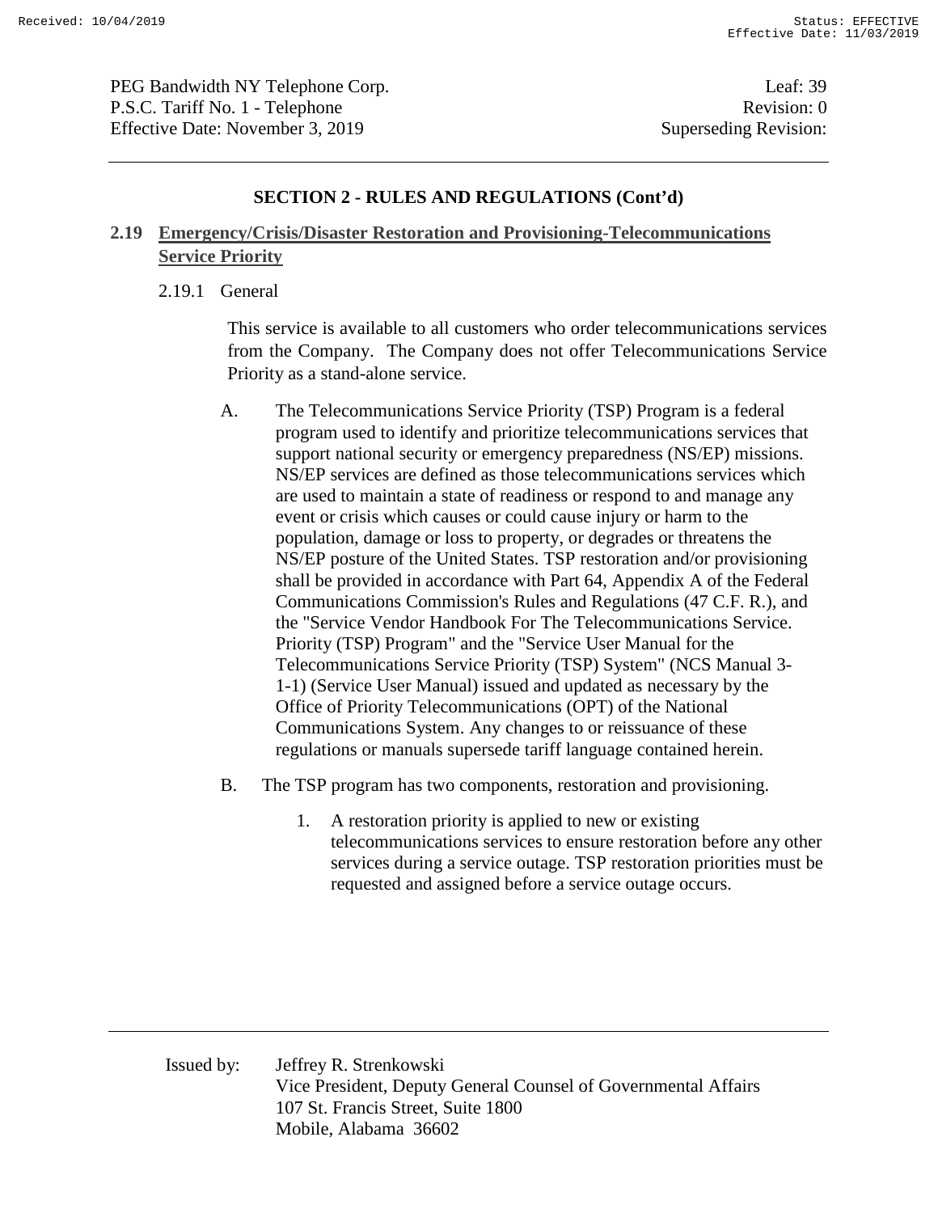## SECTION 2 - RULES AND REGULATIONS (Cont'd)

### 2.19 Emergency/Crisis/Disaster Restoration and Provisioning-Telecommunications Service Priority

2.19.1 General

This service is available to all customers who order telecommunications services from the Company. The Company does not offer Telecommunications Service Priority as a stand-alone service.

A. The Telecommunications Service Priority (TSP) Program is a federal program used to identify and prioritize telecommunications services that support national security or emergency preparedness (NS/EP) missions. NS/EP services are defined as those telecommunications services which are used to maintain a state of readiness or respond to and manage any event or crisis which causes or could cause injury or harm to the population, damage or loss to property, or degrades or threatens the NS/EP posture of the United States. TSP restoration and/or provisioning shall be provided in accordance with Part 64, Appendix A of the Federal Communications Commission's Rules and Regulations (47 C.F. R.), and the "Service Vendor Handbook For The Telecommunications Service. Priority (TSP) Program" and the "Service User Manual for the Telecommunications Service Priority (TSP) System" (NCS Manual 3-1-1) (Service User Manual) issued and updated as necessary by the Office of Priority Telecommunications (OPT) of the National Communications System. Any changes to or reissuance of these regulations or manuals supersede tariff language contained herein.

B. The TSP program has two components, restoration and provisioning.

1. A restoration priority is applied to new or existing telecommunications services to ensure restoration before any other services during a service outage. TSP restoration priorities must be requested and assigned before a service outage occurs.

Issued by: Jeffrey R. Strenkowski
Vice President, Deputy General Counsel of Governmental Affairs
107 St. Francis Street, Suite 1800
Mobile, Alabama 36602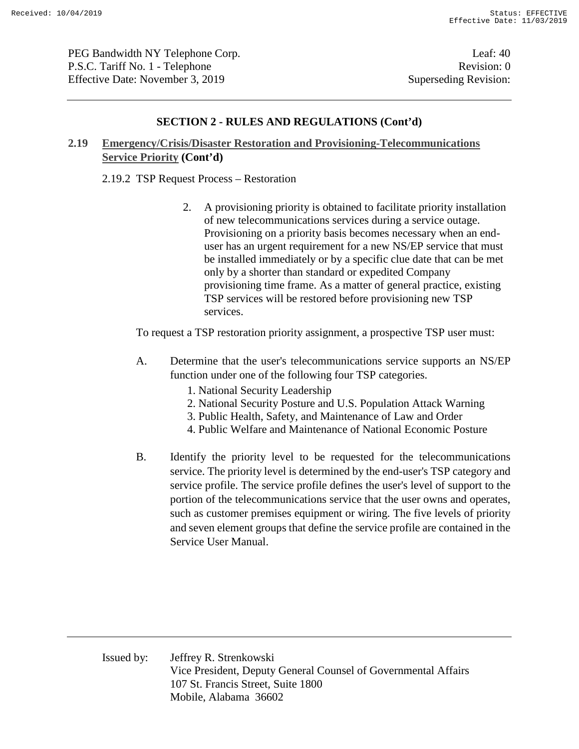## SECTION 2 - RULES AND REGULATIONS (Cont'd)

**2.19 Emergency/Crisis/Disaster Restoration and Provisioning-Telecommunications Service Priority (Cont'd)**

2.19.2 TSP Request Process – Restoration

2. A provisioning priority is obtained to facilitate priority installation of new telecommunications services during a service outage. Provisioning on a priority basis becomes necessary when an end-user has an urgent requirement for a new NS/EP service that must be installed immediately or by a specific clue date that can be met only by a shorter than standard or expedited Company provisioning time frame. As a matter of general practice, existing TSP services will be restored before provisioning new TSP services.

To request a TSP restoration priority assignment, a prospective TSP user must:

A. Determine that the user's telecommunications service supports an NS/EP function under one of the following four TSP categories.
   1. National Security Leadership
   2. National Security Posture and U.S. Population Attack Warning
   3. Public Health, Safety, and Maintenance of Law and Order
   4. Public Welfare and Maintenance of National Economic Posture

B. Identify the priority level to be requested for the telecommunications service. The priority level is determined by the end-user's TSP category and service profile. The service profile defines the user's level of support to the portion of the telecommunications service that the user owns and operates, such as customer premises equipment or wiring. The five levels of priority and seven element groups that define the service profile are contained in the Service User Manual.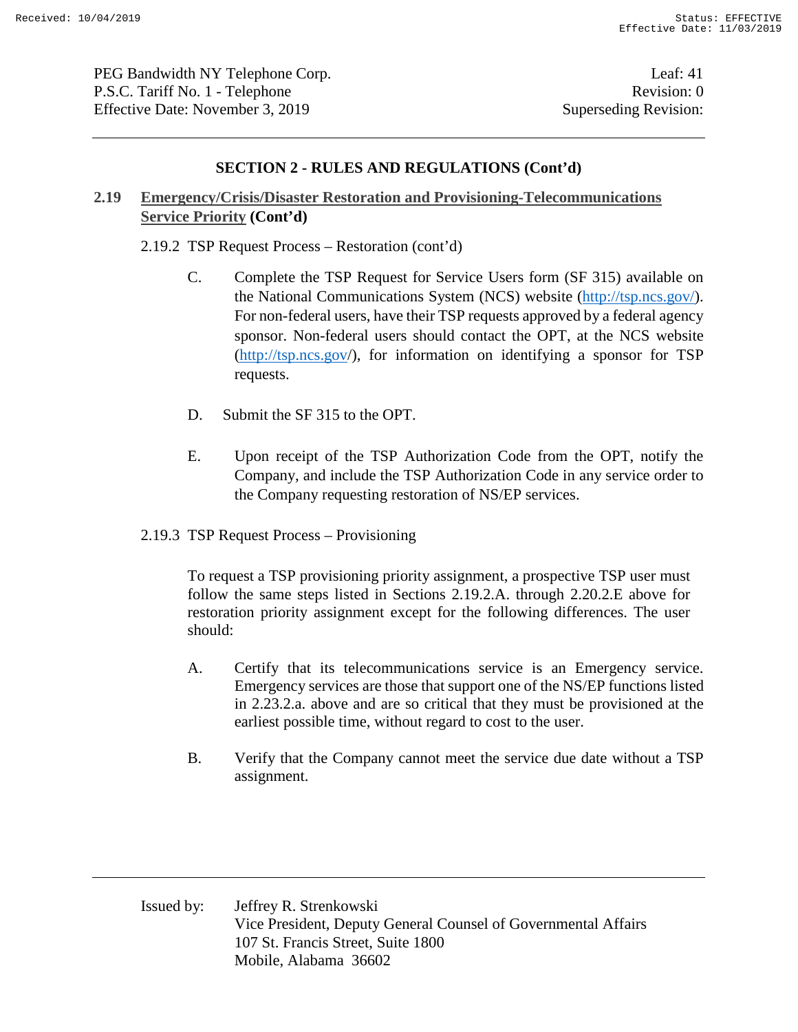## SECTION 2 - RULES AND REGULATIONS (Cont'd)

### 2.19 Emergency/Crisis/Disaster Restoration and Provisioning-Telecommunications Service Priority (Cont'd)

2.19.2 TSP Request Process – Restoration (cont'd)

C. Complete the TSP Request for Service Users form (SF 315) available on the National Communications System (NCS) website (http://tsp.ncs.gov/). For non-federal users, have their TSP requests approved by a federal agency sponsor. Non-federal users should contact the OPT, at the NCS website (http://tsp.ncs.gov/), for information on identifying a sponsor for TSP requests.

D. Submit the SF 315 to the OPT.

E. Upon receipt of the TSP Authorization Code from the OPT, notify the Company, and include the TSP Authorization Code in any service order to the Company requesting restoration of NS/EP services.

2.19.3 TSP Request Process – Provisioning

To request a TSP provisioning priority assignment, a prospective TSP user must follow the same steps listed in Sections 2.19.2.A. through 2.20.2.E above for restoration priority assignment except for the following differences. The user should:

A. Certify that its telecommunications service is an Emergency service. Emergency services are those that support one of the NS/EP functions listed in 2.23.2.a. above and are so critical that they must be provisioned at the earliest possible time, without regard to cost to the user.

B. Verify that the Company cannot meet the service due date without a TSP assignment.

Issued by: Jeffrey R. Strenkowski
Vice President, Deputy General Counsel of Governmental Affairs
107 St. Francis Street, Suite 1800
Mobile, Alabama 36602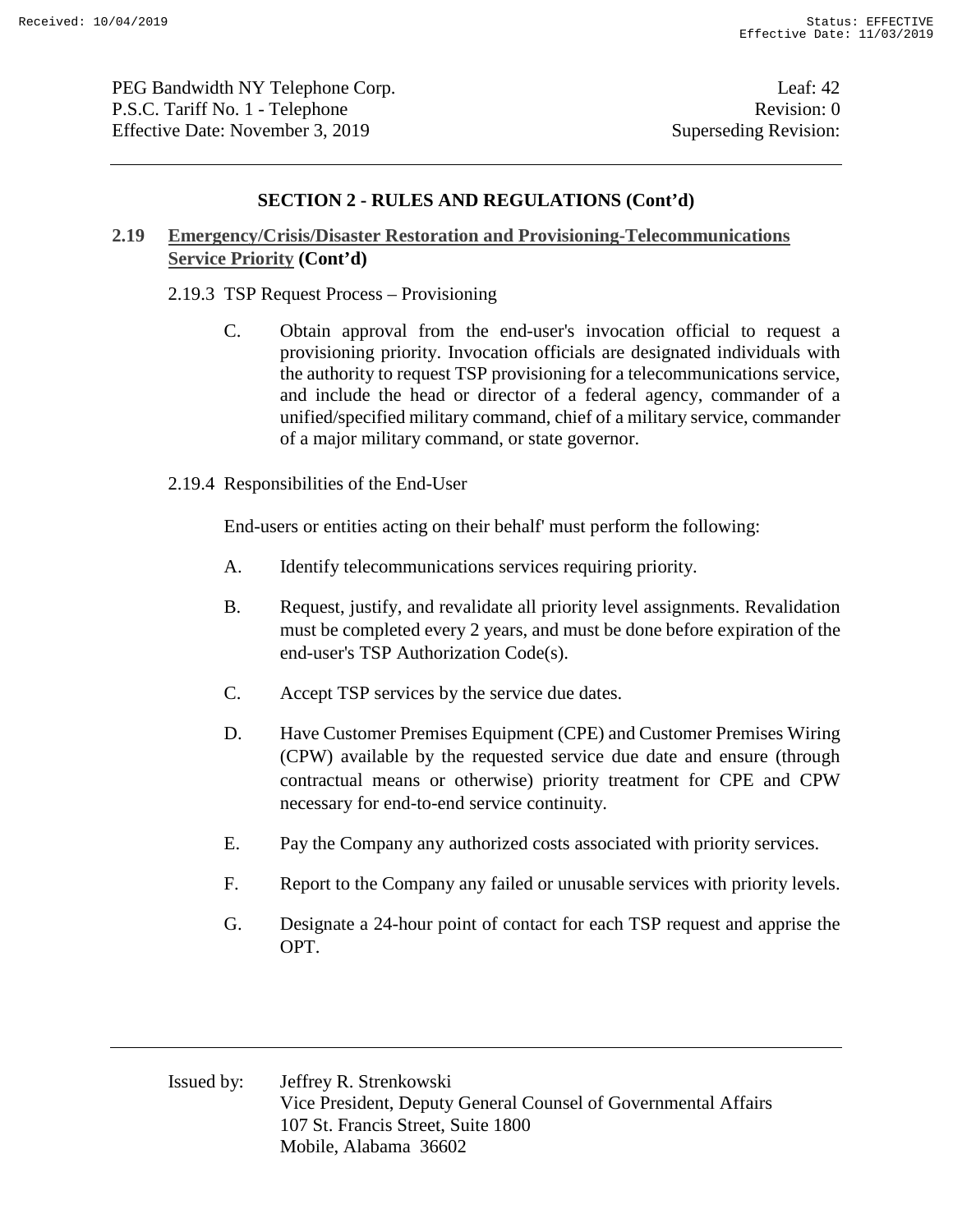## SECTION 2 - RULES AND REGULATIONS (Cont'd)

### 2.19 Emergency/Crisis/Disaster Restoration and Provisioning-Telecommunications Service Priority (Cont'd)

2.19.3 TSP Request Process – Provisioning

C. Obtain approval from the end-user's invocation official to request a provisioning priority. Invocation officials are designated individuals with the authority to request TSP provisioning for a telecommunications service, and include the head or director of a federal agency, commander of a unified/specified military command, chief of a military service, commander of a major military command, or state governor.

2.19.4 Responsibilities of the End-User

End-users or entities acting on their behalf' must perform the following:

A. Identify telecommunications services requiring priority.

B. Request, justify, and revalidate all priority level assignments. Revalidation must be completed every 2 years, and must be done before expiration of the end-user's TSP Authorization Code(s).

C. Accept TSP services by the service due dates.

D. Have Customer Premises Equipment (CPE) and Customer Premises Wiring (CPW) available by the requested service due date and ensure (through contractual means or otherwise) priority treatment for CPE and CPW necessary for end-to-end service continuity.

E. Pay the Company any authorized costs associated with priority services.

F. Report to the Company any failed or unusable services with priority levels.

G. Designate a 24-hour point of contact for each TSP request and apprise the OPT.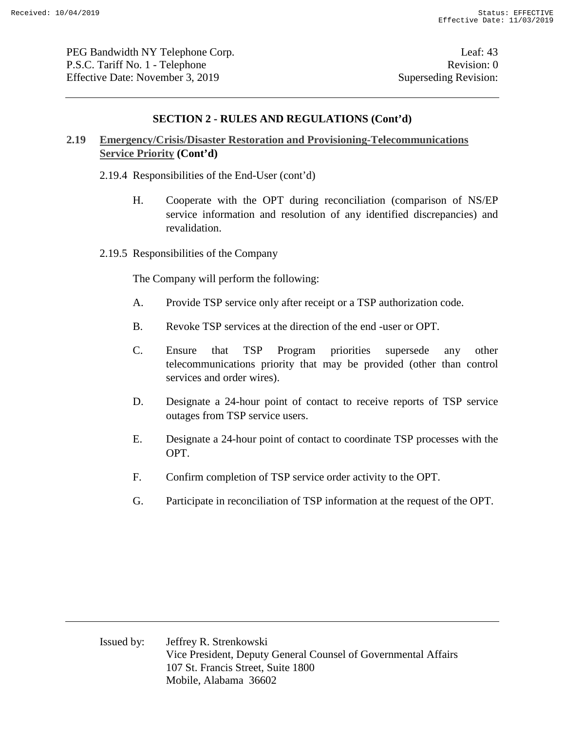## SECTION 2 - RULES AND REGULATIONS (Cont'd)

**2.19 Emergency/Crisis/Disaster Restoration and Provisioning-Telecommunications Service Priority (Cont'd)**

2.19.4 Responsibilities of the End-User (cont'd)

H. Cooperate with the OPT during reconciliation (comparison of NS/EP service information and resolution of any identified discrepancies) and revalidation.

2.19.5 Responsibilities of the Company

The Company will perform the following:

A. Provide TSP service only after receipt or a TSP authorization code.

B. Revoke TSP services at the direction of the end -user or OPT.

C. Ensure that TSP Program priorities supersede any other telecommunications priority that may be provided (other than control services and order wires).

D. Designate a 24-hour point of contact to receive reports of TSP service outages from TSP service users.

E. Designate a 24-hour point of contact to coordinate TSP processes with the OPT.

F. Confirm completion of TSP service order activity to the OPT.

G. Participate in reconciliation of TSP information at the request of the OPT.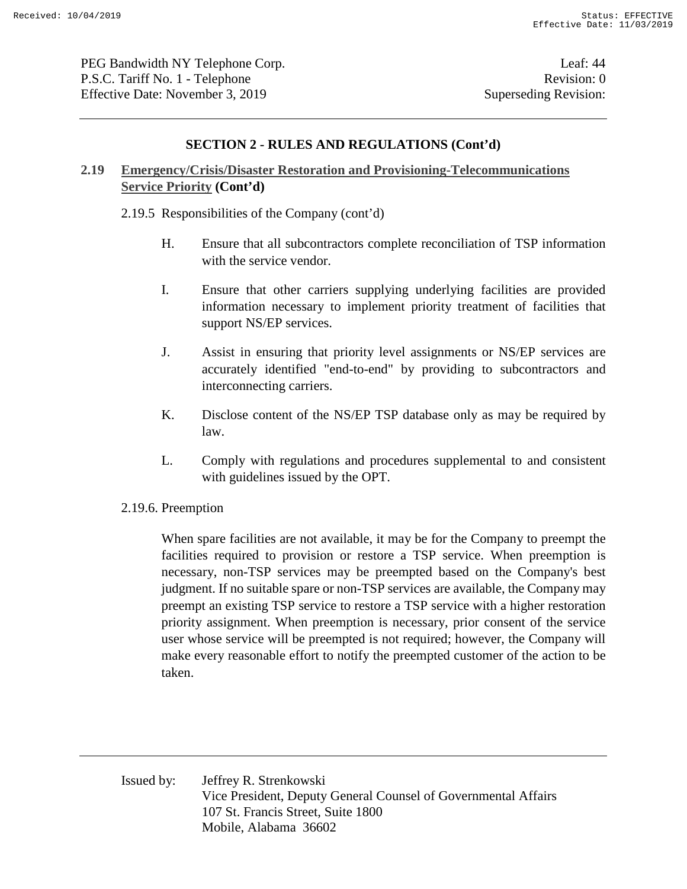## SECTION 2 - RULES AND REGULATIONS (Cont'd)

### 2.19 Emergency/Crisis/Disaster Restoration and Provisioning-Telecommunications Service Priority (Cont'd)

2.19.5 Responsibilities of the Company (cont'd)

H. Ensure that all subcontractors complete reconciliation of TSP information with the service vendor.

I. Ensure that other carriers supplying underlying facilities are provided information necessary to implement priority treatment of facilities that support NS/EP services.

J. Assist in ensuring that priority level assignments or NS/EP services are accurately identified "end-to-end" by providing to subcontractors and interconnecting carriers.

K. Disclose content of the NS/EP TSP database only as may be required by law.

L. Comply with regulations and procedures supplemental to and consistent with guidelines issued by the OPT.

2.19.6. Preemption

When spare facilities are not available, it may be for the Company to preempt the facilities required to provision or restore a TSP service. When preemption is necessary, non-TSP services may be preempted based on the Company's best judgment. If no suitable spare or non-TSP services are available, the Company may preempt an existing TSP service to restore a TSP service with a higher restoration priority assignment. When preemption is necessary, prior consent of the service user whose service will be preempted is not required; however, the Company will make every reasonable effort to notify the preempted customer of the action to be taken.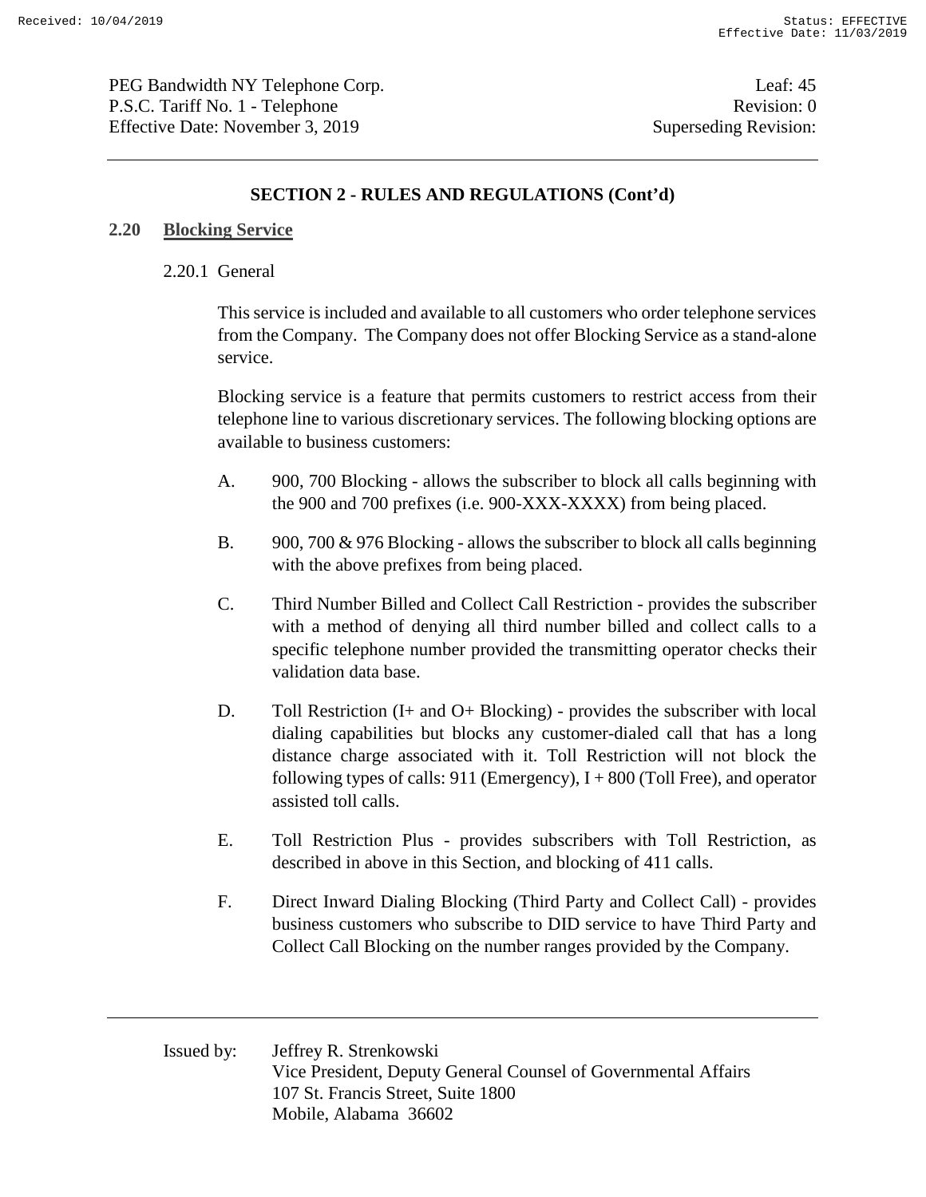## SECTION 2 - RULES AND REGULATIONS (Cont'd)

### 2.20 Blocking Service

2.20.1 General

This service is included and available to all customers who order telephone services from the Company. The Company does not offer Blocking Service as a stand-alone service.

Blocking service is a feature that permits customers to restrict access from their telephone line to various discretionary services. The following blocking options are available to business customers:

A. 900, 700 Blocking - allows the subscriber to block all calls beginning with the 900 and 700 prefixes (i.e. 900-XXX-XXXX) from being placed.

B. 900, 700 & 976 Blocking - allows the subscriber to block all calls beginning with the above prefixes from being placed.

C. Third Number Billed and Collect Call Restriction - provides the subscriber with a method of denying all third number billed and collect calls to a specific telephone number provided the transmitting operator checks their validation data base.

D. Toll Restriction (I+ and O+ Blocking) - provides the subscriber with local dialing capabilities but blocks any customer-dialed call that has a long distance charge associated with it. Toll Restriction will not block the following types of calls: 911 (Emergency), I + 800 (Toll Free), and operator assisted toll calls.

E. Toll Restriction Plus - provides subscribers with Toll Restriction, as described in above in this Section, and blocking of 411 calls.

F. Direct Inward Dialing Blocking (Third Party and Collect Call) - provides business customers who subscribe to DID service to have Third Party and Collect Call Blocking on the number ranges provided by the Company.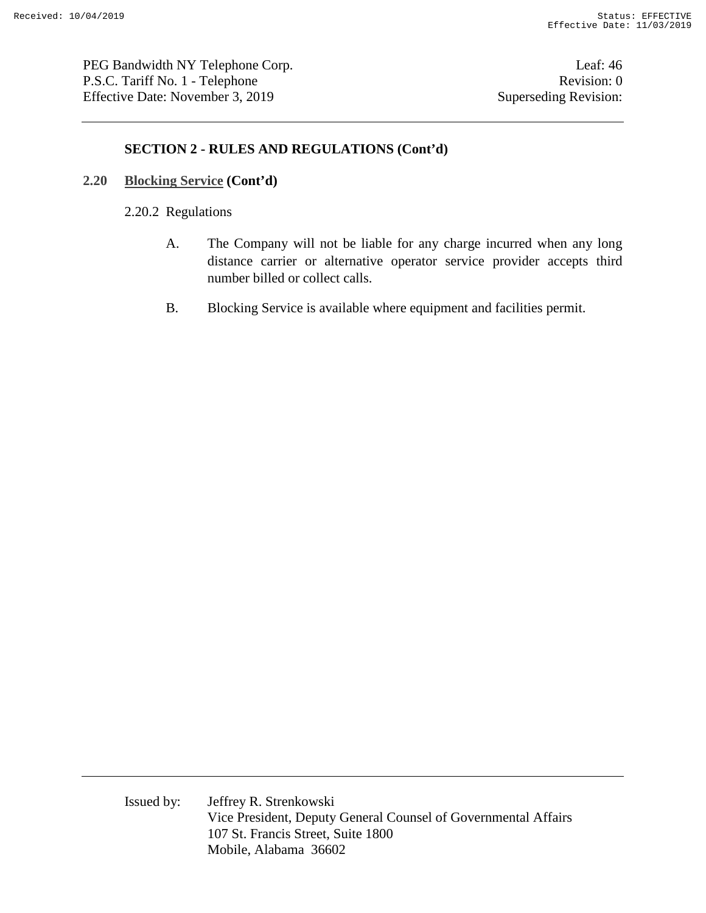## SECTION 2 - RULES AND REGULATIONS (Cont'd)

### 2.20 Blocking Service (Cont'd)

2.20.2 Regulations

A. The Company will not be liable for any charge incurred when any long distance carrier or alternative operator service provider accepts third number billed or collect calls.

B. Blocking Service is available where equipment and facilities permit.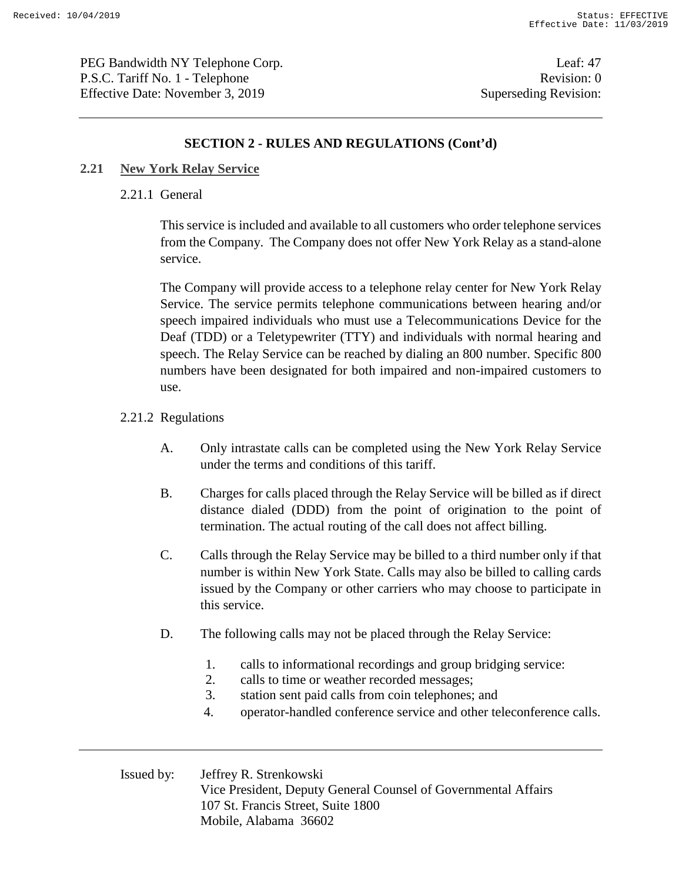## SECTION 2 - RULES AND REGULATIONS (Cont'd)

### 2.21 New York Relay Service

#### 2.21.1 General

This service is included and available to all customers who order telephone services from the Company. The Company does not offer New York Relay as a stand-alone service.

The Company will provide access to a telephone relay center for New York Relay Service. The service permits telephone communications between hearing and/or speech impaired individuals who must use a Telecommunications Device for the Deaf (TDD) or a Teletypewriter (TTY) and individuals with normal hearing and speech. The Relay Service can be reached by dialing an 800 number. Specific 800 numbers have been designated for both impaired and non-impaired customers to use.

#### 2.21.2 Regulations

A. Only intrastate calls can be completed using the New York Relay Service under the terms and conditions of this tariff.

B. Charges for calls placed through the Relay Service will be billed as if direct distance dialed (DDD) from the point of origination to the point of termination. The actual routing of the call does not affect billing.

C. Calls through the Relay Service may be billed to a third number only if that number is within New York State. Calls may also be billed to calling cards issued by the Company or other carriers who may choose to participate in this service.

D. The following calls may not be placed through the Relay Service:

1. calls to informational recordings and group bridging service:
2. calls to time or weather recorded messages;
3. station sent paid calls from coin telephones; and
4. operator-handled conference service and other teleconference calls.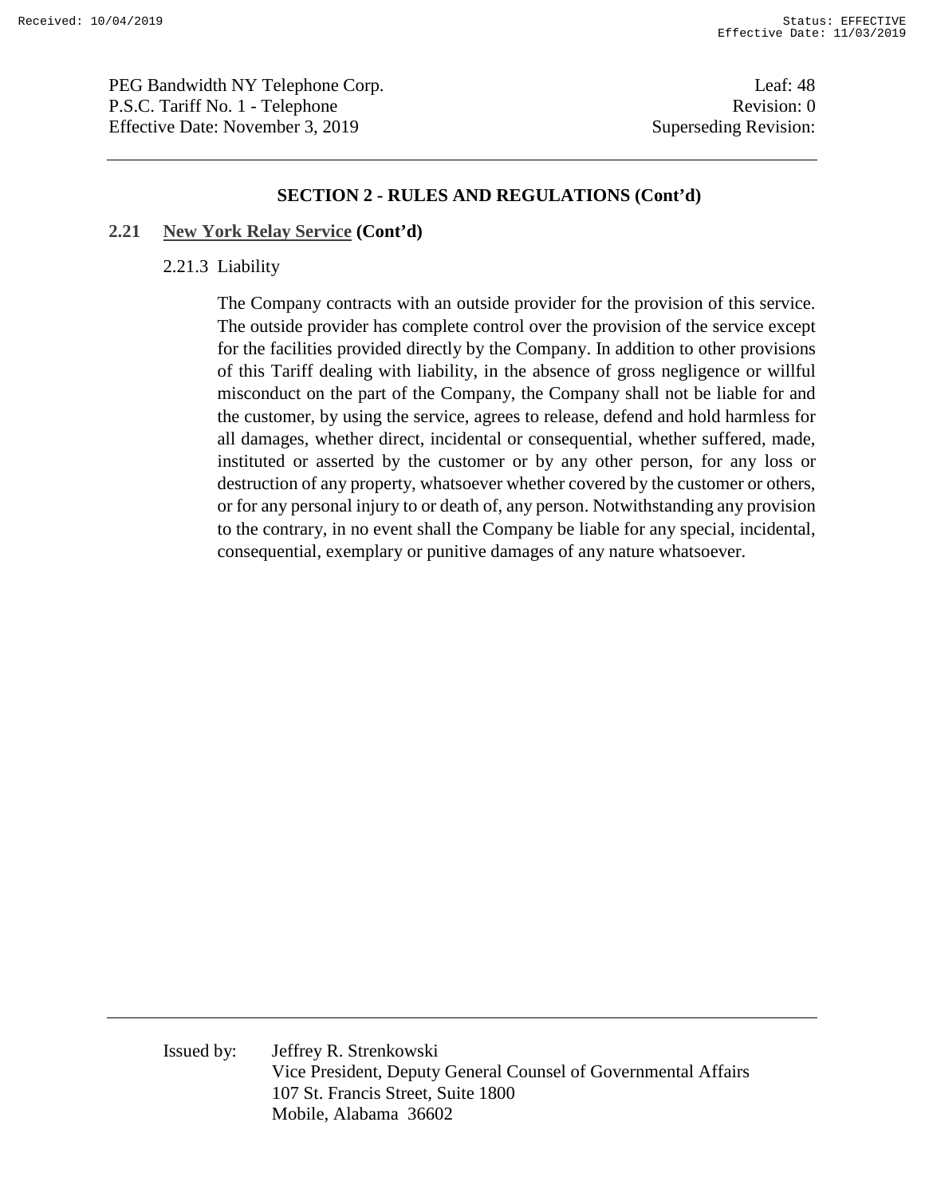## SECTION 2 - RULES AND REGULATIONS (Cont'd)

### 2.21 New York Relay Service (Cont'd)

#### 2.21.3 Liability

The Company contracts with an outside provider for the provision of this service. The outside provider has complete control over the provision of the service except for the facilities provided directly by the Company. In addition to other provisions of this Tariff dealing with liability, in the absence of gross negligence or willful misconduct on the part of the Company, the Company shall not be liable for and the customer, by using the service, agrees to release, defend and hold harmless for all damages, whether direct, incidental or consequential, whether suffered, made, instituted or asserted by the customer or by any other person, for any loss or destruction of any property, whatsoever whether covered by the customer or others, or for any personal injury to or death of, any person. Notwithstanding any provision to the contrary, in no event shall the Company be liable for any special, incidental, consequential, exemplary or punitive damages of any nature whatsoever.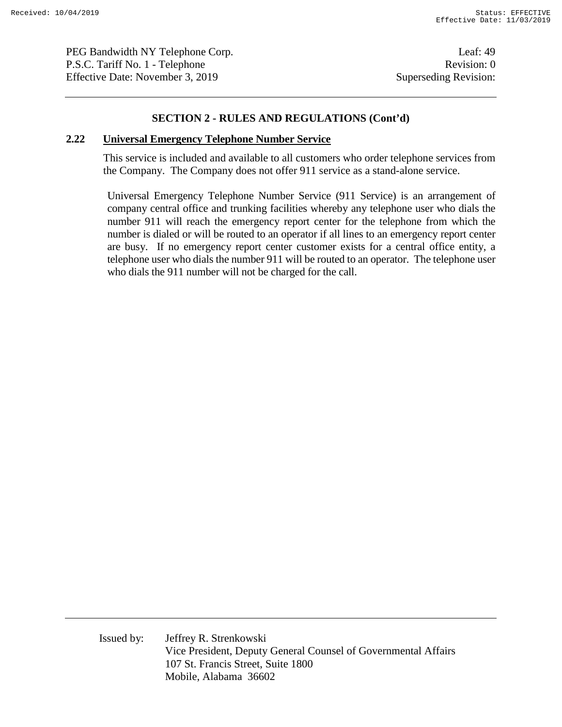## SECTION 2 - RULES AND REGULATIONS (Cont'd)

### 2.22 Universal Emergency Telephone Number Service

This service is included and available to all customers who order telephone services from the Company. The Company does not offer 911 service as a stand-alone service.

Universal Emergency Telephone Number Service (911 Service) is an arrangement of company central office and trunking facilities whereby any telephone user who dials the number 911 will reach the emergency report center for the telephone from which the number is dialed or will be routed to an operator if all lines to an emergency report center are busy. If no emergency report center customer exists for a central office entity, a telephone user who dials the number 911 will be routed to an operator. The telephone user who dials the 911 number will not be charged for the call.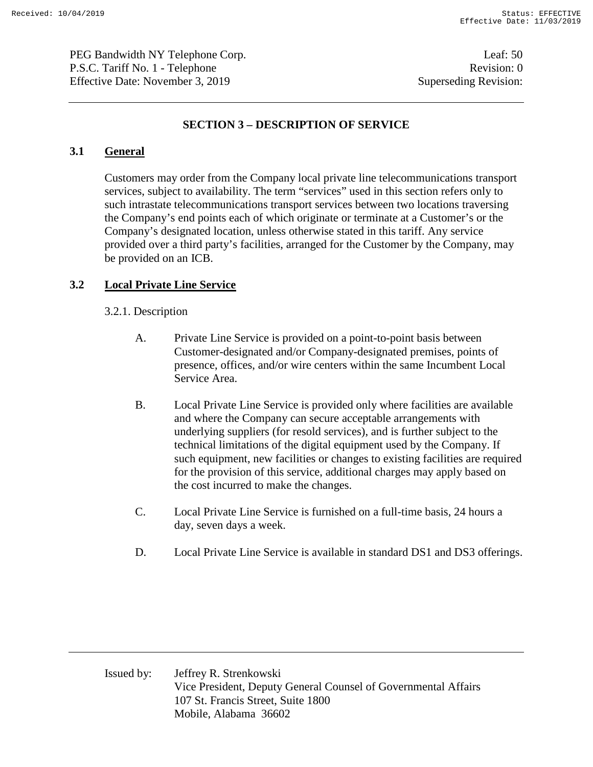## SECTION 3 – DESCRIPTION OF SERVICE

### 3.1 General

Customers may order from the Company local private line telecommunications transport services, subject to availability. The term “services” used in this section refers only to such intrastate telecommunications transport services between two locations traversing the Company’s end points each of which originate or terminate at a Customer’s or the Company’s designated location, unless otherwise stated in this tariff. Any service provided over a third party’s facilities, arranged for the Customer by the Company, may be provided on an ICB.

### 3.2 Local Private Line Service

3.2.1. Description

A. Private Line Service is provided on a point-to-point basis between Customer-designated and/or Company-designated premises, points of presence, offices, and/or wire centers within the same Incumbent Local Service Area.

B. Local Private Line Service is provided only where facilities are available and where the Company can secure acceptable arrangements with underlying suppliers (for resold services), and is further subject to the technical limitations of the digital equipment used by the Company. If such equipment, new facilities or changes to existing facilities are required for the provision of this service, additional charges may apply based on the cost incurred to make the changes.

C. Local Private Line Service is furnished on a full-time basis, 24 hours a day, seven days a week.

D. Local Private Line Service is available in standard DS1 and DS3 offerings.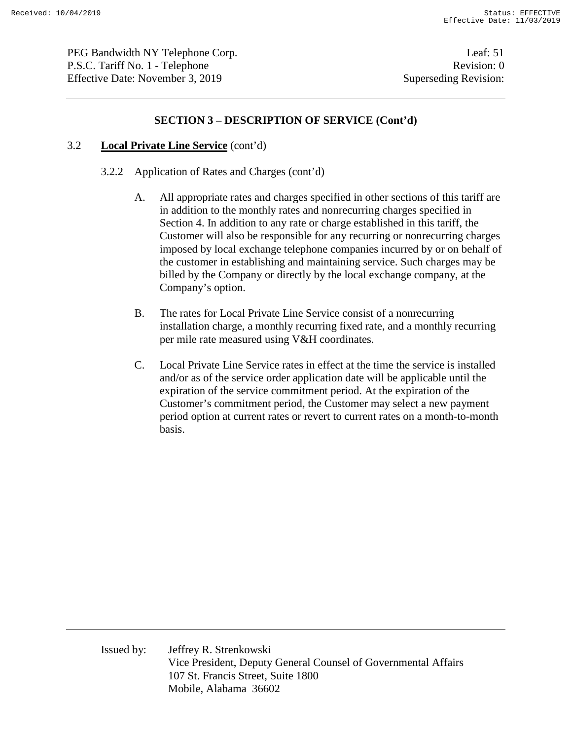## SECTION 3 – DESCRIPTION OF SERVICE (Cont'd)

3.2 **Local Private Line Service** (cont'd)

3.2.2 Application of Rates and Charges (cont'd)

A. All appropriate rates and charges specified in other sections of this tariff are in addition to the monthly rates and nonrecurring charges specified in Section 4. In addition to any rate or charge established in this tariff, the Customer will also be responsible for any recurring or nonrecurring charges imposed by local exchange telephone companies incurred by or on behalf of the customer in establishing and maintaining service. Such charges may be billed by the Company or directly by the local exchange company, at the Company's option.

B. The rates for Local Private Line Service consist of a nonrecurring installation charge, a monthly recurring fixed rate, and a monthly recurring per mile rate measured using V&H coordinates.

C. Local Private Line Service rates in effect at the time the service is installed and/or as of the service order application date will be applicable until the expiration of the service commitment period. At the expiration of the Customer's commitment period, the Customer may select a new payment period option at current rates or revert to current rates on a month-to-month basis.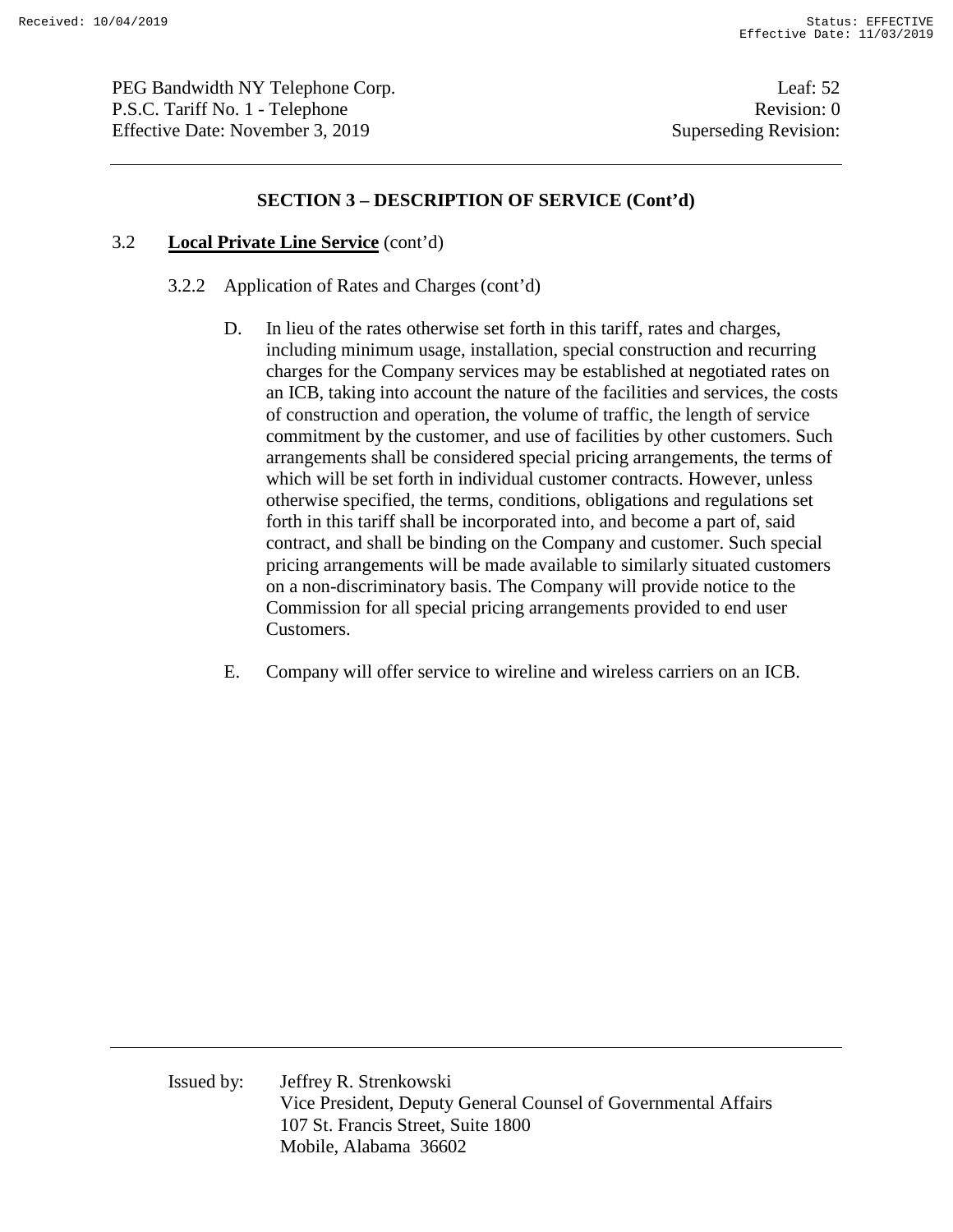## SECTION 3 – DESCRIPTION OF SERVICE (Cont'd)

3.2 **Local Private Line Service** (cont'd)

3.2.2 Application of Rates and Charges (cont'd)

D. In lieu of the rates otherwise set forth in this tariff, rates and charges, including minimum usage, installation, special construction and recurring charges for the Company services may be established at negotiated rates on an ICB, taking into account the nature of the facilities and services, the costs of construction and operation, the volume of traffic, the length of service commitment by the customer, and use of facilities by other customers. Such arrangements shall be considered special pricing arrangements, the terms of which will be set forth in individual customer contracts. However, unless otherwise specified, the terms, conditions, obligations and regulations set forth in this tariff shall be incorporated into, and become a part of, said contract, and shall be binding on the Company and customer. Such special pricing arrangements will be made available to similarly situated customers on a non-discriminatory basis. The Company will provide notice to the Commission for all special pricing arrangements provided to end user Customers.

E. Company will offer service to wireline and wireless carriers on an ICB.

Issued by: Jeffrey R. Strenkowski
Vice President, Deputy General Counsel of Governmental Affairs
107 St. Francis Street, Suite 1800
Mobile, Alabama 36602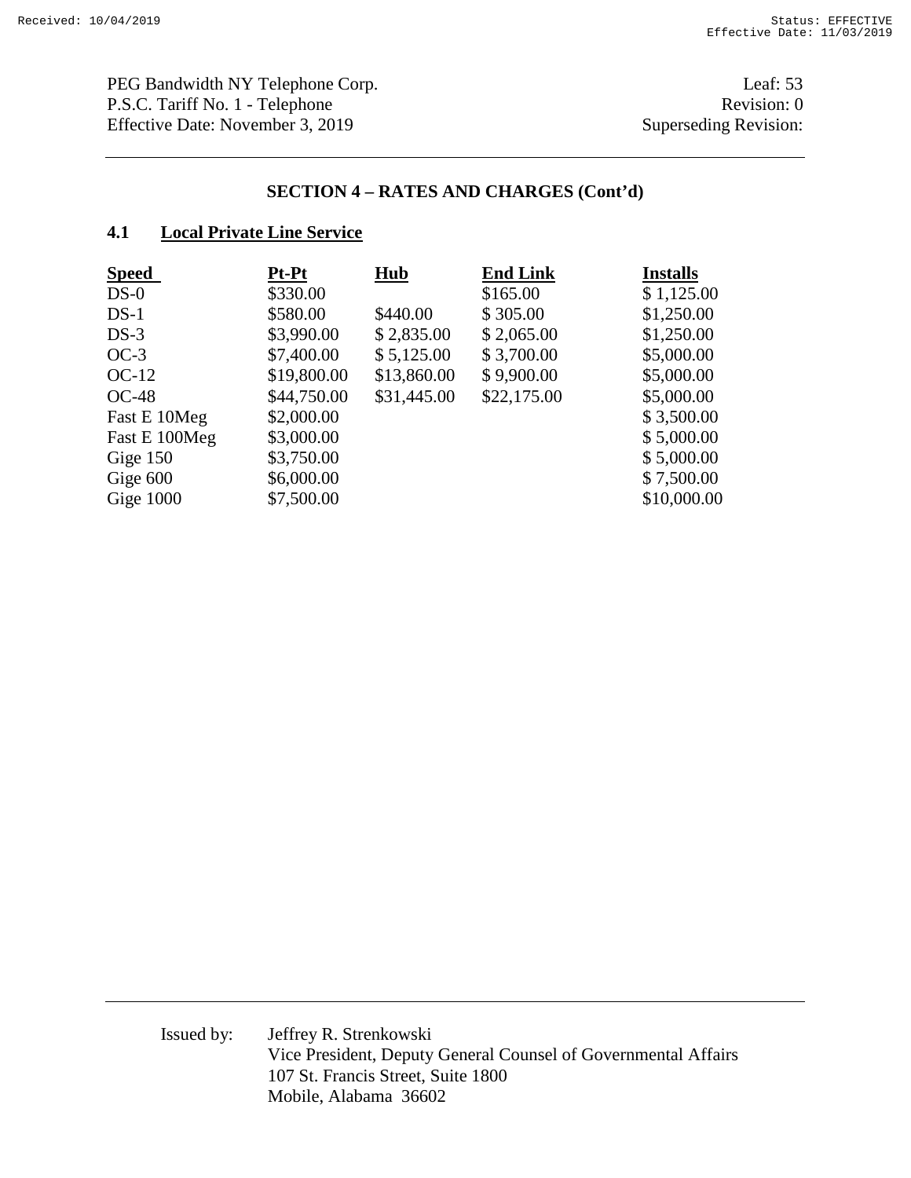## SECTION 4 – RATES AND CHARGES (Cont'd)

### 4.1 Local Private Line Service

| Speed | Pt-Pt | Hub | End Link | Installs |
|---|---|---|---|---|
| DS-0 | $330.00 | | $165.00 | $ 1,125.00 |
| DS-1 | $580.00 | $440.00 | $ 305.00 | $1,250.00 |
| DS-3 | $3,990.00 | $ 2,835.00 | $ 2,065.00 | $1,250.00 |
| OC-3 | $7,400.00 | $ 5,125.00 | $ 3,700.00 | $5,000.00 |
| OC-12 | $19,800.00 | $13,860.00 | $ 9,900.00 | $5,000.00 |
| OC-48 | $44,750.00 | $31,445.00 | $22,175.00 | $5,000.00 |
| Fast E 10Meg | $2,000.00 | | | $ 3,500.00 |
| Fast E 100Meg | $3,000.00 | | | $ 5,000.00 |
| Gige 150 | $3,750.00 | | | $ 5,000.00 |
| Gige 600 | $6,000.00 | | | $ 7,500.00 |
| Gige 1000 | $7,500.00 | | | $10,000.00 |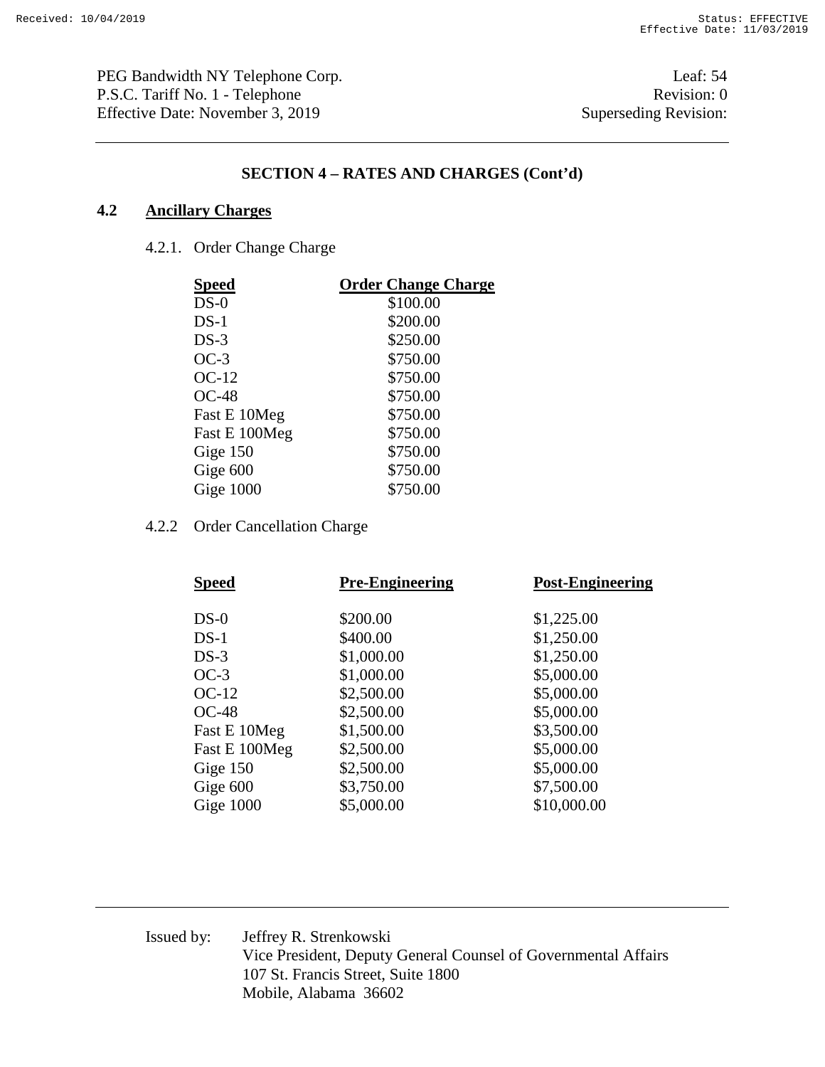PEG Bandwidth NY Telephone Corp.
P.S.C. Tariff No. 1 - Telephone
Effective Date: November 3, 2019

Leaf: 54
Revision: 0
Superseding Revision:

## SECTION 4 – RATES AND CHARGES (Cont'd)

### 4.2 Ancillary Charges

4.2.1. Order Change Charge

| Speed | Order Change Charge |
|---|---|
| DS-0 | $100.00 |
| DS-1 | $200.00 |
| DS-3 | $250.00 |
| OC-3 | $750.00 |
| OC-12 | $750.00 |
| OC-48 | $750.00 |
| Fast E 10Meg | $750.00 |
| Fast E 100Meg | $750.00 |
| Gige 150 | $750.00 |
| Gige 600 | $750.00 |
| Gige 1000 | $750.00 |

4.2.2 Order Cancellation Charge

| Speed | Pre-Engineering | Post-Engineering |
|---|---|---|
| DS-0 | $200.00 | $1,225.00 |
| DS-1 | $400.00 | $1,250.00 |
| DS-3 | $1,000.00 | $1,250.00 |
| OC-3 | $1,000.00 | $5,000.00 |
| OC-12 | $2,500.00 | $5,000.00 |
| OC-48 | $2,500.00 | $5,000.00 |
| Fast E 10Meg | $1,500.00 | $3,500.00 |
| Fast E 100Meg | $2,500.00 | $5,000.00 |
| Gige 150 | $2,500.00 | $5,000.00 |
| Gige 600 | $3,750.00 | $7,500.00 |
| Gige 1000 | $5,000.00 | $10,000.00 |

Issued by: Jeffrey R. Strenkowski
Vice President, Deputy General Counsel of Governmental Affairs
107 St. Francis Street, Suite 1800
Mobile, Alabama 36602